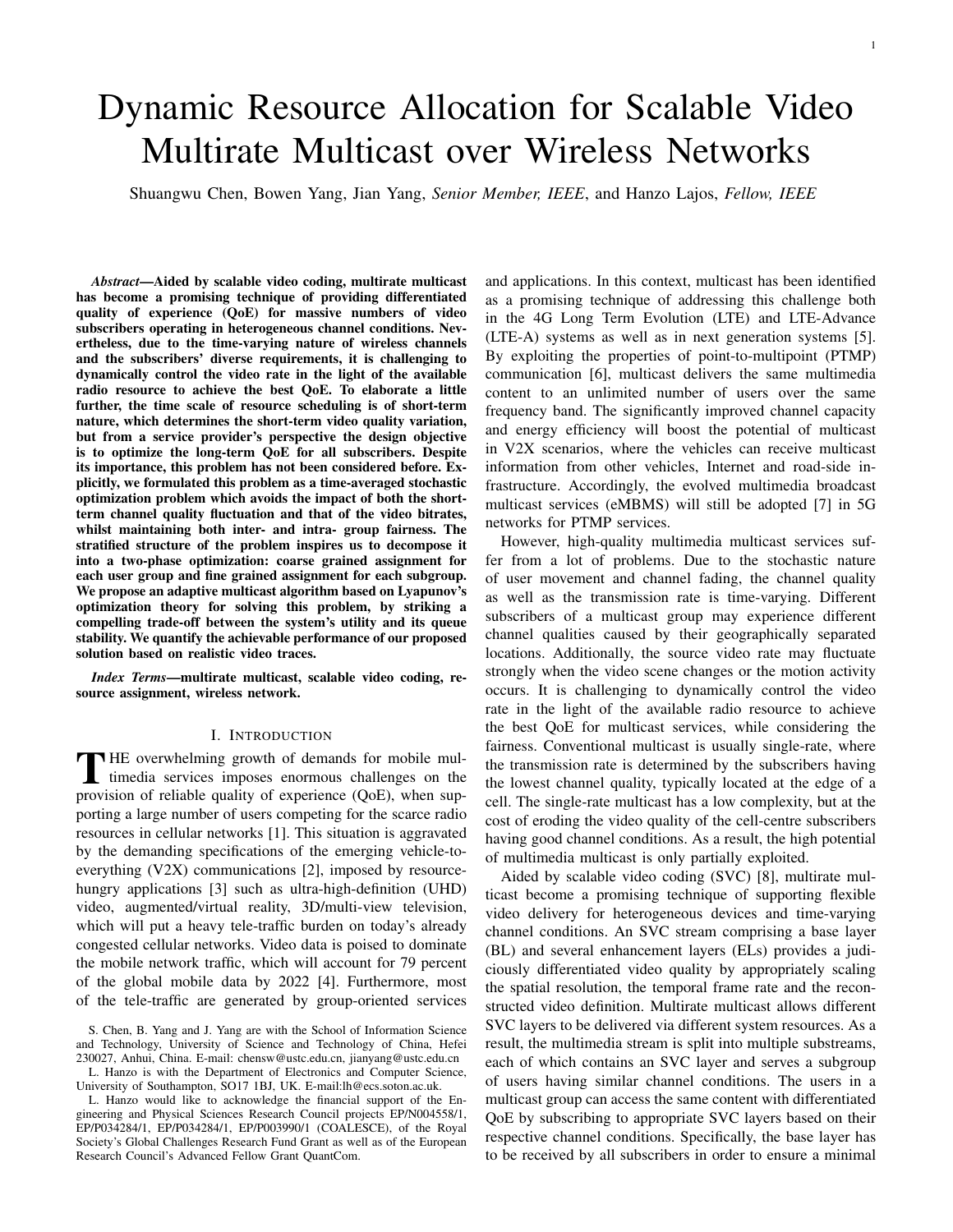# Dynamic Resource Allocation for Scalable Video Multirate Multicast over Wireless Networks

Shuangwu Chen, Bowen Yang, Jian Yang, *Senior Member, IEEE*, and Hanzo Lajos, *Fellow, IEEE*

***Abstract*—Aided by scalable video coding, multirate multicast has become a promising technique of providing differentiated quality of experience (QoE) for massive numbers of video subscribers operating in heterogeneous channel conditions. Nevertheless, due to the time-varying nature of wireless channels and the subscribers' diverse requirements, it is challenging to dynamically control the video rate in the light of the available radio resource to achieve the best QoE. To elaborate a little further, the time scale of resource scheduling is of short-term nature, which determines the short-term video quality variation, but from a service provider's perspective the design objective is to optimize the long-term QoE for all subscribers. Despite its importance, this problem has not been considered before. Explicitly, we formulated this problem as a time-averaged stochastic optimization problem which avoids the impact of both the short-term channel quality fluctuation and that of the video bitrates, whilst maintaining both inter- and intra- group fairness. The stratified structure of the problem inspires us to decompose it into a two-phase optimization: coarse grained assignment for each user group and fine grained assignment for each subgroup. We propose an adaptive multicast algorithm based on Lyapunov's optimization theory for solving this problem, by striking a compelling trade-off between the system's utility and its queue stability. We quantify the achievable performance of our proposed solution based on realistic video traces.**

***Index Terms*—multirate multicast, scalable video coding, resource assignment, wireless network.**

## I. Introduction

The overwhelming growth of demands for mobile multimedia services imposes enormous challenges on the provision of reliable quality of experience (QoE), when supporting a large number of users competing for the scarce radio resources in cellular networks [1]. This situation is aggravated by the demanding specifications of the emerging vehicle-to-everything (V2X) communications [2], imposed by resource-hungry applications [3] such as ultra-high-definition (UHD) video, augmented/virtual reality, 3D/multi-view television, which will put a heavy tele-traffic burden on today's already congested cellular networks. Video data is poised to dominate the mobile network traffic, which will account for 79 percent of the global mobile data by 2022 [4]. Furthermore, most of the tele-traffic are generated by group-oriented services and applications. In this context, multicast has been identified as a promising technique of addressing this challenge both in the 4G Long Term Evolution (LTE) and LTE-Advance (LTE-A) systems as well as in next generation systems [5]. By exploiting the properties of point-to-multipoint (PTMP) communication [6], multicast delivers the same multimedia content to an unlimited number of users over the same frequency band. The significantly improved channel capacity and energy efficiency will boost the potential of multicast in V2X scenarios, where the vehicles can receive multicast information from other vehicles, Internet and road-side infrastructure. Accordingly, the evolved multimedia broadcast multicast services (eMBMS) will still be adopted [7] in 5G networks for PTMP services.

However, high-quality multimedia multicast services suffer from a lot of problems. Due to the stochastic nature of user movement and channel fading, the channel quality as well as the transmission rate is time-varying. Different subscribers of a multicast group may experience different channel qualities caused by their geographically separated locations. Additionally, the source video rate may fluctuate strongly when the video scene changes or the motion activity occurs. It is challenging to dynamically control the video rate in the light of the available radio resource to achieve the best QoE for multicast services, while considering the fairness. Conventional multicast is usually single-rate, where the transmission rate is determined by the subscribers having the lowest channel quality, typically located at the edge of a cell. The single-rate multicast has a low complexity, but at the cost of eroding the video quality of the cell-centre subscribers having good channel conditions. As a result, the high potential of multimedia multicast is only partially exploited.

Aided by scalable video coding (SVC) [8], multirate multicast become a promising technique of supporting flexible video delivery for heterogeneous devices and time-varying channel conditions. An SVC stream comprising a base layer (BL) and several enhancement layers (ELs) provides a judiciously differentiated video quality by appropriately scaling the spatial resolution, the temporal frame rate and the reconstructed video definition. Multirate multicast allows different SVC layers to be delivered via different system resources. As a result, the multimedia stream is split into multiple substreams, each of which contains an SVC layer and serves a subgroup of users having similar channel conditions. The users in a multicast group can access the same content with differentiated QoE by subscribing to appropriate SVC layers based on their respective channel conditions. Specifically, the base layer has to be received by all subscribers in order to ensure a minimal

S. Chen, B. Yang and J. Yang are with the School of Information Science and Technology, University of Science and Technology of China, Hefei 230027, Anhui, China. E-mail: chensw@ustc.edu.cn, jianyang@ustc.edu.cn

L. Hanzo is with the Department of Electronics and Computer Science, University of Southampton, SO17 1BJ, UK. E-mail:lh@ecs.soton.ac.uk.

L. Hanzo would like to acknowledge the financial support of the Engineering and Physical Sciences Research Council projects EP/N004558/1, EP/P034284/1, EP/P034284/1, EP/P003990/1 (COALESCE), of the Royal Society's Global Challenges Research Fund Grant as well as of the European Research Council's Advanced Fellow Grant QuantCom.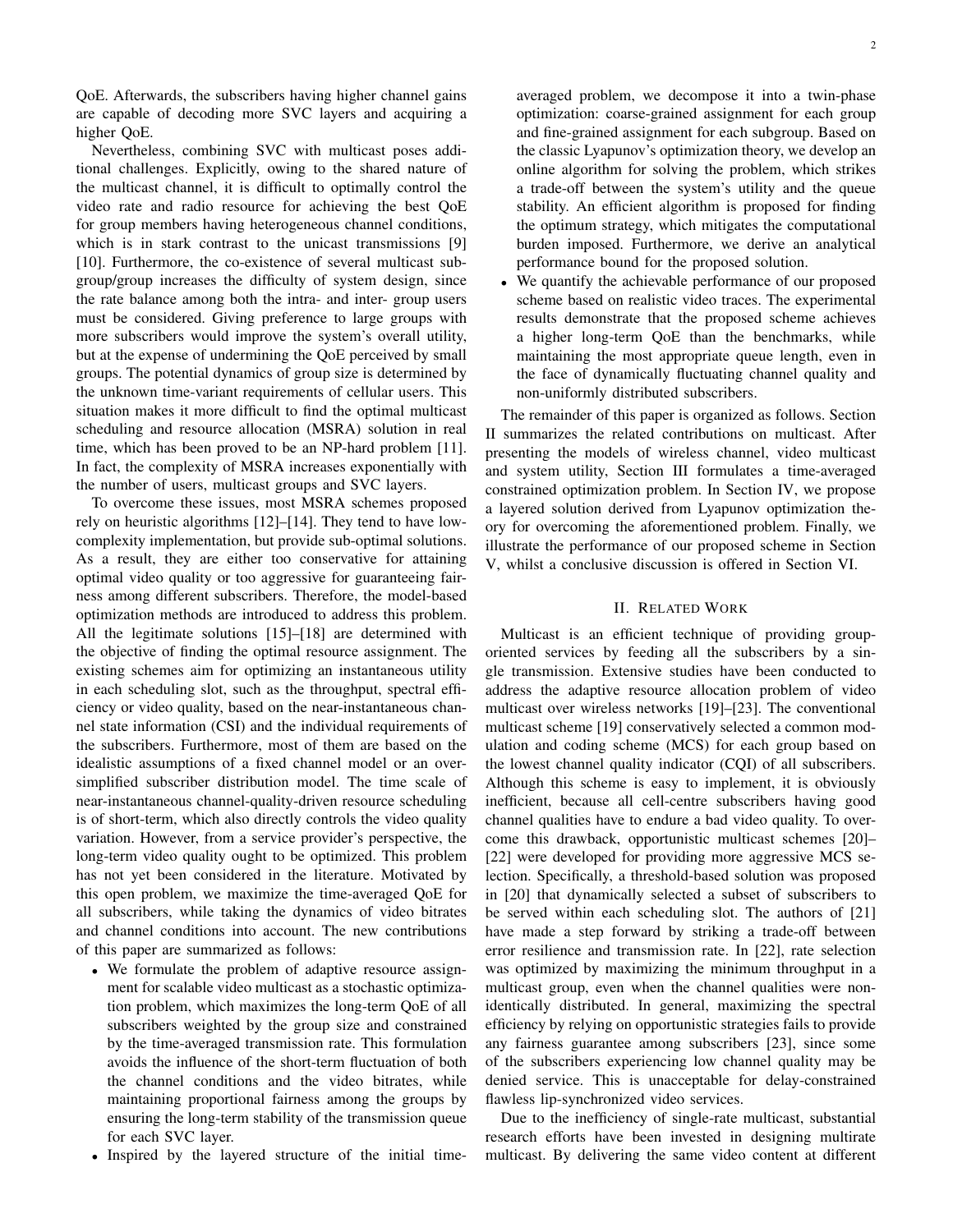QoE. Afterwards, the subscribers having higher channel gains are capable of decoding more SVC layers and acquiring a higher QoE.

Nevertheless, combining SVC with multicast poses additional challenges. Explicitly, owing to the shared nature of the multicast channel, it is difficult to optimally control the video rate and radio resource for achieving the best QoE for group members having heterogeneous channel conditions, which is in stark contrast to the unicast transmissions [9] [10]. Furthermore, the co-existence of several multicast subgroup/group increases the difficulty of system design, since the rate balance among both the intra- and inter- group users must be considered. Giving preference to large groups with more subscribers would improve the system's overall utility, but at the expense of undermining the QoE perceived by small groups. The potential dynamics of group size is determined by the unknown time-variant requirements of cellular users. This situation makes it more difficult to find the optimal multicast scheduling and resource allocation (MSRA) solution in real time, which has been proved to be an NP-hard problem [11]. In fact, the complexity of MSRA increases exponentially with the number of users, multicast groups and SVC layers.

To overcome these issues, most MSRA schemes proposed rely on heuristic algorithms [12]–[14]. They tend to have low-complexity implementation, but provide sub-optimal solutions. As a result, they are either too conservative for attaining optimal video quality or too aggressive for guaranteeing fairness among different subscribers. Therefore, the model-based optimization methods are introduced to address this problem. All the legitimate solutions [15]–[18] are determined with the objective of finding the optimal resource assignment. The existing schemes aim for optimizing an instantaneous utility in each scheduling slot, such as the throughput, spectral efficiency or video quality, based on the near-instantaneous channel state information (CSI) and the individual requirements of the subscribers. Furthermore, most of them are based on the idealistic assumptions of a fixed channel model or an over-simplified subscriber distribution model. The time scale of near-instantaneous channel-quality-driven resource scheduling is of short-term, which also directly controls the video quality variation. However, from a service provider's perspective, the long-term video quality ought to be optimized. This problem has not yet been considered in the literature. Motivated by this open problem, we maximize the time-averaged QoE for all subscribers, while taking the dynamics of video bitrates and channel conditions into account. The new contributions of this paper are summarized as follows:

- We formulate the problem of adaptive resource assignment for scalable video multicast as a stochastic optimization problem, which maximizes the long-term QoE of all subscribers weighted by the group size and constrained by the time-averaged transmission rate. This formulation avoids the influence of the short-term fluctuation of both the channel conditions and the video bitrates, while maintaining proportional fairness among the groups by ensuring the long-term stability of the transmission queue for each SVC layer.
- Inspired by the layered structure of the initial time-averaged problem, we decompose it into a twin-phase optimization: coarse-grained assignment for each group and fine-grained assignment for each subgroup. Based on the classic Lyapunov's optimization theory, we develop an online algorithm for solving the problem, which strikes a trade-off between the system's utility and the queue stability. An efficient algorithm is proposed for finding the optimum strategy, which mitigates the computational burden imposed. Furthermore, we derive an analytical performance bound for the proposed solution.
- We quantify the achievable performance of our proposed scheme based on realistic video traces. The experimental results demonstrate that the proposed scheme achieves a higher long-term QoE than the benchmarks, while maintaining the most appropriate queue length, even in the face of dynamically fluctuating channel quality and non-uniformly distributed subscribers.

The remainder of this paper is organized as follows. Section II summarizes the related contributions on multicast. After presenting the models of wireless channel, video multicast and system utility, Section III formulates a time-averaged constrained optimization problem. In Section IV, we propose a layered solution derived from Lyapunov optimization theory for overcoming the aforementioned problem. Finally, we illustrate the performance of our proposed scheme in Section V, whilst a conclusive discussion is offered in Section VI.

## II. Related Work

Multicast is an efficient technique of providing group-oriented services by feeding all the subscribers by a single transmission. Extensive studies have been conducted to address the adaptive resource allocation problem of video multicast over wireless networks [19]–[23]. The conventional multicast scheme [19] conservatively selected a common modulation and coding scheme (MCS) for each group based on the lowest channel quality indicator (CQI) of all subscribers. Although this scheme is easy to implement, it is obviously inefficient, because all cell-centre subscribers having good channel qualities have to endure a bad video quality. To overcome this drawback, opportunistic multicast schemes [20]–[22] were developed for providing more aggressive MCS selection. Specifically, a threshold-based solution was proposed in [20] that dynamically selected a subset of subscribers to be served within each scheduling slot. The authors of [21] have made a step forward by striking a trade-off between error resilience and transmission rate. In [22], rate selection was optimized by maximizing the minimum throughput in a multicast group, even when the channel qualities were non-identically distributed. In general, maximizing the spectral efficiency by relying on opportunistic strategies fails to provide any fairness guarantee among subscribers [23], since some of the subscribers experiencing low channel quality may be denied service. This is unacceptable for delay-constrained flawless lip-synchronized video services.

Due to the inefficiency of single-rate multicast, substantial research efforts have been invested in designing multirate multicast. By delivering the same video content at different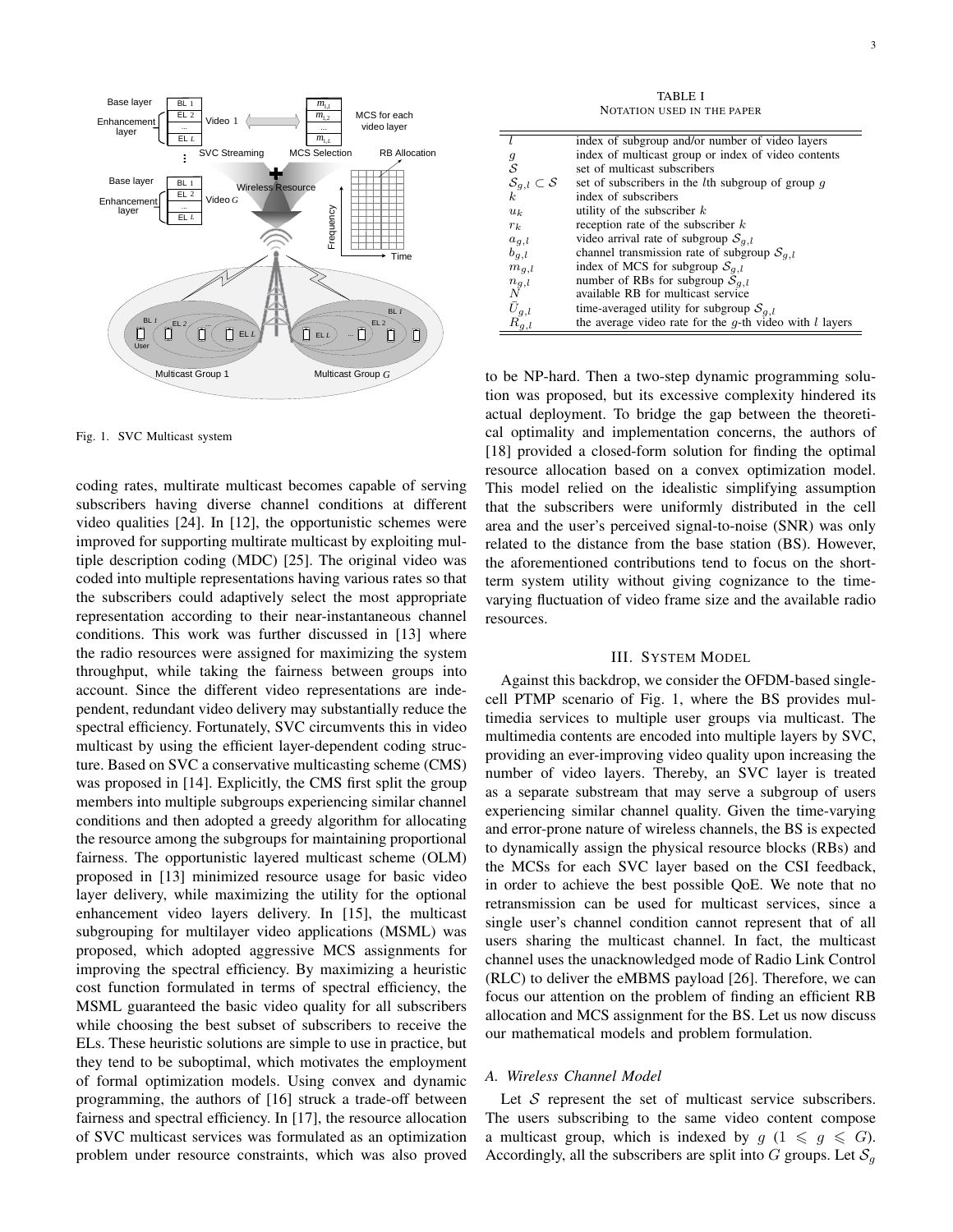Fig. 1. SVC Multicast system

coding rates, multirate multicast becomes capable of serving subscribers having diverse channel conditions at different video qualities [24]. In [12], the opportunistic schemes were improved for supporting multirate multicast by exploiting multiple description coding (MDC) [25]. The original video was coded into multiple representations having various rates so that the subscribers could adaptively select the most appropriate representation according to their near-instantaneous channel conditions. This work was further discussed in [13] where the radio resources were assigned for maximizing the system throughput, while taking the fairness between groups into account. Since the different video representations are independent, redundant video delivery may substantially reduce the spectral efficiency. Fortunately, SVC circumvents this in video multicast by using the efficient layer-dependent coding structure. Based on SVC a conservative multicasting scheme (CMS) was proposed in [14]. Explicitly, the CMS first split the group members into multiple subgroups experiencing similar channel conditions and then adopted a greedy algorithm for allocating the resource among the subgroups for maintaining proportional fairness. The opportunistic layered multicast scheme (OLM) proposed in [13] minimized resource usage for basic video layer delivery, while maximizing the utility for the optional enhancement video layers delivery. In [15], the multicast subgrouping for multilayer video applications (MSML) was proposed, which adopted aggressive MCS assignments for improving the spectral efficiency. By maximizing a heuristic cost function formulated in terms of spectral efficiency, the MSML guaranteed the basic video quality for all subscribers while choosing the best subset of subscribers to receive the ELs. These heuristic solutions are simple to use in practice, but they tend to be suboptimal, which motivates the employment of formal optimization models. Using convex and dynamic programming, the authors of [16] struck a trade-off between fairness and spectral efficiency. In [17], the resource allocation of SVC multicast services was formulated as an optimization problem under resource constraints, which was also proved to be NP-hard. Then a two-step dynamic programming solution was proposed, but its excessive complexity hindered its actual deployment. To bridge the gap between the theoretical optimality and implementation concerns, the authors of [18] provided a closed-form solution for finding the optimal resource allocation based on a convex optimization model. This model relied on the idealistic simplifying assumption that the subscribers were uniformly distributed in the cell area and the user's perceived signal-to-noise (SNR) was only related to the distance from the base station (BS). However, the aforementioned contributions tend to focus on the short-term system utility without giving cognizance to the time-varying fluctuation of video frame size and the available radio resources.

TABLE I
NOTATION USED IN THE PAPER

| Notation | Description |
|---|---|
| $l$ | index of subgroup and/or number of video layers |
| $g$ | index of multicast group or index of video contents |
| $\mathcal{S}$ | set of multicast subscribers |
| $\mathcal{S}_{g,l} \subset \mathcal{S}$ | set of subscribers in the $l$th subgroup of group $g$ |
| $k$ | index of subscribers |
| $u_k$ | utility of the subscriber $k$ |
| $r_k$ | reception rate of the subscriber $k$ |
| $a_{g,l}$ | video arrival rate of subgroup $\mathcal{S}_{g,l}$ |
| $b_{g,l}$ | channel transmission rate of subgroup $\mathcal{S}_{g,l}$ |
| $m_{g,l}$ | index of MCS for subgroup $\mathcal{S}_{g,l}$ |
| $n_{g,l}$ | number of RBs for subgroup $\mathcal{S}_{g,l}$ |
| $N$ | available RB for multicast service |
| $\bar{U}_{g,l}$ | time-averaged utility for subgroup $\mathcal{S}_{g,l}$ |
| $\bar{R}_{g,l}$ | the average video rate for the $g$-th video with $l$ layers |

## III. System Model

Against this backdrop, we consider the OFDM-based single-cell PTMP scenario of Fig. 1, where the BS provides multimedia services to multiple user groups via multicast. The multimedia contents are encoded into multiple layers by SVC, providing an ever-improving video quality upon increasing the number of video layers. Thereby, an SVC layer is treated as a separate substream that may serve a subgroup of users experiencing similar channel quality. Given the time-varying and error-prone nature of wireless channels, the BS is expected to dynamically assign the physical resource blocks (RBs) and the MCSs for each SVC layer based on the CSI feedback, in order to achieve the best possible QoE. We note that no retransmission can be used for multicast services, since a single user's channel condition cannot represent that of all users sharing the multicast channel. In fact, the multicast channel uses the unacknowledged mode of Radio Link Control (RLC) to deliver the eMBMS payload [26]. Therefore, we can focus our attention on the problem of finding an efficient RB allocation and MCS assignment for the BS. Let us now discuss our mathematical models and problem formulation.

### A. Wireless Channel Model

Let $\mathcal{S}$ represent the set of multicast service subscribers. The users subscribing to the same video content compose a multicast group, which is indexed by $g$ ($1 \leqslant g \leqslant G$). Accordingly, all the subscribers are split into $G$ groups. Let $\mathcal{S}_g$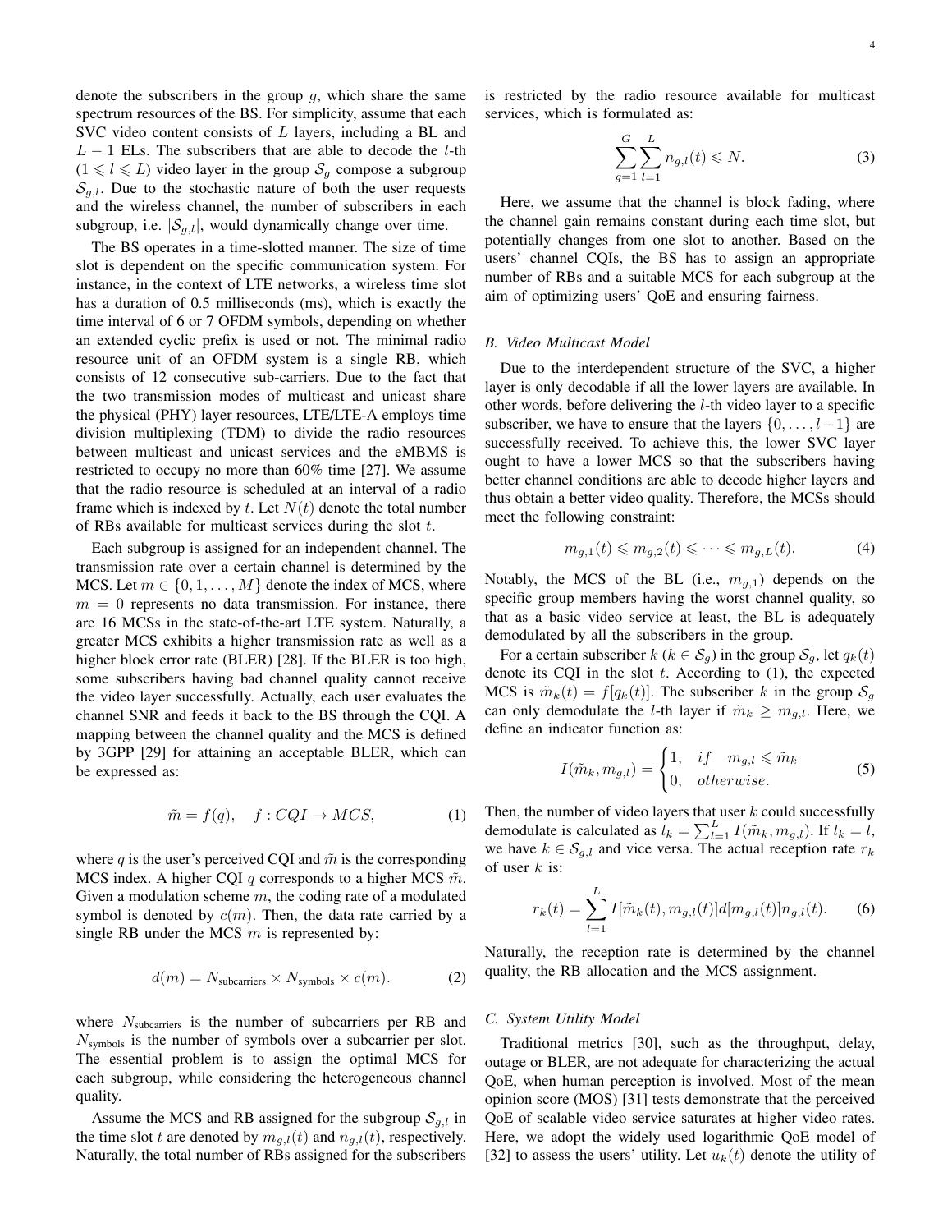denote the subscribers in the group $g$, which share the same spectrum resources of the BS. For simplicity, assume that each SVC video content consists of $L$ layers, including a BL and $L-1$ ELs. The subscribers that are able to decode the $l$-th ($1 \leqslant l \leqslant L$) video layer in the group $\mathcal{S}_g$ compose a subgroup $\mathcal{S}_{g,l}$. Due to the stochastic nature of both the user requests and the wireless channel, the number of subscribers in each subgroup, i.e. $|\mathcal{S}_{g,l}|$, would dynamically change over time.

The BS operates in a time-slotted manner. The size of time slot is dependent on the specific communication system. For instance, in the context of LTE networks, a wireless time slot has a duration of 0.5 milliseconds (ms), which is exactly the time interval of 6 or 7 OFDM symbols, depending on whether an extended cyclic prefix is used or not. The minimal radio resource unit of an OFDM system is a single RB, which consists of 12 consecutive sub-carriers. Due to the fact that the two transmission modes of multicast and unicast share the physical (PHY) layer resources, LTE/LTE-A employs time division multiplexing (TDM) to divide the radio resources between multicast and unicast services and the eMBMS is restricted to occupy no more than 60% time [27]. We assume that the radio resource is scheduled at an interval of a radio frame which is indexed by $t$. Let $N(t)$ denote the total number of RBs available for multicast services during the slot $t$.

Each subgroup is assigned for an independent channel. The transmission rate over a certain channel is determined by the MCS. Let $m \in \{0, 1, \ldots, M\}$ denote the index of MCS, where $m = 0$ represents no data transmission. For instance, there are 16 MCSs in the state-of-the-art LTE system. Naturally, a greater MCS exhibits a higher transmission rate as well as a higher block error rate (BLER) [28]. If the BLER is too high, some subscribers having bad channel quality cannot receive the video layer successfully. Actually, each user evaluates the channel SNR and feeds it back to the BS through the CQI. A mapping between the channel quality and the MCS is defined by 3GPP [29] for attaining an acceptable BLER, which can be expressed as:

$$\tilde{m} = f(q), \quad f: CQI \rightarrow MCS, \tag{1}$$

where $q$ is the user's perceived CQI and $\tilde{m}$ is the corresponding MCS index. A higher CQI $q$ corresponds to a higher MCS $\tilde{m}$. Given a modulation scheme $m$, the coding rate of a modulated symbol is denoted by $c(m)$. Then, the data rate carried by a single RB under the MCS $m$ is represented by:

$$d(m) = N_{\text{subcarriers}} \times N_{\text{symbols}} \times c(m). \tag{2}$$

where $N_{\text{subcarriers}}$ is the number of subcarriers per RB and $N_{\text{symbols}}$ is the number of symbols over a subcarrier per slot. The essential problem is to assign the optimal MCS for each subgroup, while considering the heterogeneous channel quality.

Assume the MCS and RB assigned for the subgroup $\mathcal{S}_{g,l}$ in the time slot $t$ are denoted by $m_{g,l}(t)$ and $n_{g,l}(t)$, respectively. Naturally, the total number of RBs assigned for the subscribers is restricted by the radio resource available for multicast services, which is formulated as:

$$\sum_{g=1}^{G} \sum_{l=1}^{L} n_{g,l}(t) \leqslant N. \tag{3}$$

Here, we assume that the channel is block fading, where the channel gain remains constant during each time slot, but potentially changes from one slot to another. Based on the users' channel CQIs, the BS has to assign an appropriate number of RBs and a suitable MCS for each subgroup at the aim of optimizing users' QoE and ensuring fairness.

### *B. Video Multicast Model*

Due to the interdependent structure of the SVC, a higher layer is only decodable if all the lower layers are available. In other words, before delivering the $l$-th video layer to a specific subscriber, we have to ensure that the layers $\{0, \ldots, l-1\}$ are successfully received. To achieve this, the lower SVC layer ought to have a lower MCS so that the subscribers having better channel conditions are able to decode higher layers and thus obtain a better video quality. Therefore, the MCSs should meet the following constraint:

$$m_{g,1}(t) \leqslant m_{g,2}(t) \leqslant \cdots \leqslant m_{g,L}(t). \tag{4}$$

Notably, the MCS of the BL (i.e., $m_{g,1}$) depends on the specific group members having the worst channel quality, so that as a basic video service at least, the BL is adequately demodulated by all the subscribers in the group.

For a certain subscriber $k$ ($k \in \mathcal{S}_g$) in the group $\mathcal{S}_g$, let $q_k(t)$ denote its CQI in the slot $t$. According to (1), the expected MCS is $\tilde{m}_k(t) = f[q_k(t)]$. The subscriber $k$ in the group $\mathcal{S}_g$ can only demodulate the $l$-th layer if $\tilde{m}_k \geq m_{g,l}$. Here, we define an indicator function as:

$$I(\tilde{m}_k, m_{g,l}) = \begin{cases} 1, & if \quad m_{g,l} \leqslant \tilde{m}_k \\ 0, & otherwise. \end{cases} \tag{5}$$

Then, the number of video layers that user $k$ could successfully demodulate is calculated as $l_k = \sum_{l=1}^{L} I(\tilde{m}_k, m_{g,l})$. If $l_k = l$, we have $k \in \mathcal{S}_{g,l}$ and vice versa. The actual reception rate $r_k$ of user $k$ is:

$$r_k(t) = \sum_{l=1}^{L} I[\tilde{m}_k(t), m_{g,l}(t)] d[m_{g,l}(t)] n_{g,l}(t). \tag{6}$$

Naturally, the reception rate is determined by the channel quality, the RB allocation and the MCS assignment.

### *C. System Utility Model*

Traditional metrics [30], such as the throughput, delay, outage or BLER, are not adequate for characterizing the actual QoE, when human perception is involved. Most of the mean opinion score (MOS) [31] tests demonstrate that the perceived QoE of scalable video service saturates at higher video rates. Here, we adopt the widely used logarithmic QoE model of [32] to assess the users' utility. Let $u_k(t)$ denote the utility of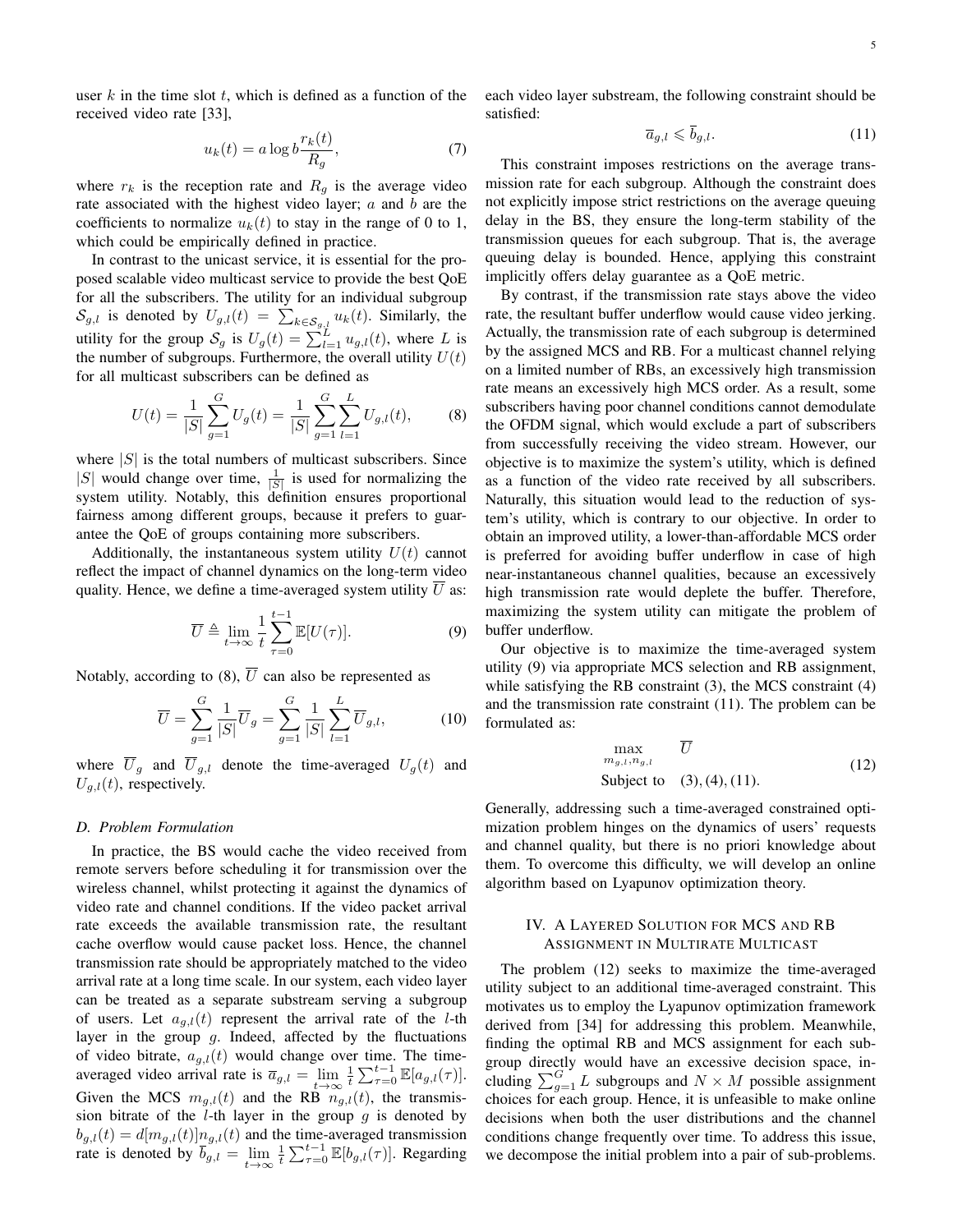user $k$ in the time slot $t$, which is defined as a function of the received video rate [33],

$$u_k(t) = a \log b \frac{r_k(t)}{R_g}, \tag{7}$$

where $r_k$ is the reception rate and $R_g$ is the average video rate associated with the highest video layer; $a$ and $b$ are the coefficients to normalize $u_k(t)$ to stay in the range of 0 to 1, which could be empirically defined in practice.

In contrast to the unicast service, it is essential for the proposed scalable video multicast service to provide the best QoE for all the subscribers. The utility for an individual subgroup $\mathcal{S}_{g,l}$ is denoted by $U_{g,l}(t) = \sum_{k \in \mathcal{S}_{g,l}} u_k(t)$. Similarly, the utility for the group $\mathcal{S}_g$ is $U_g(t) = \sum_{l=1}^{L} u_{g,l}(t)$, where $L$ is the number of subgroups. Furthermore, the overall utility $U(t)$ for all multicast subscribers can be defined as

$$U(t) = \frac{1}{|S|} \sum_{g=1}^{G} U_g(t) = \frac{1}{|S|} \sum_{g=1}^{G} \sum_{l=1}^{L} U_{g,l}(t), \tag{8}$$

where $|S|$ is the total numbers of multicast subscribers. Since $|S|$ would change over time, $\frac{1}{|S|}$ is used for normalizing the system utility. Notably, this definition ensures proportional fairness among different groups, because it prefers to guarantee the QoE of groups containing more subscribers.

Additionally, the instantaneous system utility $U(t)$ cannot reflect the impact of channel dynamics on the long-term video quality. Hence, we define a time-averaged system utility $\overline{U}$ as:

$$\overline{U} \triangleq \lim_{t \to \infty} \frac{1}{t} \sum_{\tau=0}^{t-1} \mathbb{E}[U(\tau)]. \tag{9}$$

Notably, according to (8), $\overline{U}$ can also be represented as

$$\overline{U} = \sum_{g=1}^{G} \frac{1}{|S|} \overline{U}_g = \sum_{g=1}^{G} \frac{1}{|S|} \sum_{l=1}^{L} \overline{U}_{g,l}, \tag{10}$$

where $\overline{U}_g$ and $\overline{U}_{g,l}$ denote the time-averaged $U_g(t)$ and $U_{g,l}(t)$, respectively.

### D. Problem Formulation

In practice, the BS would cache the video received from remote servers before scheduling it for transmission over the wireless channel, whilst protecting it against the dynamics of video rate and channel conditions. If the video packet arrival rate exceeds the available transmission rate, the resultant cache overflow would cause packet loss. Hence, the channel transmission rate should be appropriately matched to the video arrival rate at a long time scale. In our system, each video layer can be treated as a separate substream serving a subgroup of users. Let $a_{g,l}(t)$ represent the arrival rate of the $l$-th layer in the group $g$. Indeed, affected by the fluctuations of video bitrate, $a_{g,l}(t)$ would change over time. The time-averaged video arrival rate is $\overline{a}_{g,l} = \lim_{t \to \infty} \frac{1}{t} \sum_{\tau=0}^{t-1} \mathbb{E}[a_{g,l}(\tau)]$. Given the MCS $m_{g,l}(t)$ and the RB $n_{g,l}(t)$, the transmission bitrate of the $l$-th layer in the group $g$ is denoted by $b_{g,l}(t) = d[m_{g,l}(t)] n_{g,l}(t)$ and the time-averaged transmission rate is denoted by $\overline{b}_{g,l} = \lim_{t \to \infty} \frac{1}{t} \sum_{\tau=0}^{t-1} \mathbb{E}[b_{g,l}(\tau)]$. Regarding each video layer substream, the following constraint should be satisfied:

$$\overline{a}_{g,l} \leqslant \overline{b}_{g,l}. \tag{11}$$

This constraint imposes restrictions on the average transmission rate for each subgroup. Although the constraint does not explicitly impose strict restrictions on the average queuing delay in the BS, they ensure the long-term stability of the transmission queues for each subgroup. That is, the average queuing delay is bounded. Hence, applying this constraint implicitly offers delay guarantee as a QoE metric.

By contrast, if the transmission rate stays above the video rate, the resultant buffer underflow would cause video jerking. Actually, the transmission rate of each subgroup is determined by the assigned MCS and RB. For a multicast channel relying on a limited number of RBs, an excessively high transmission rate means an excessively high MCS order. As a result, some subscribers having poor channel conditions cannot demodulate the OFDM signal, which would exclude a part of subscribers from successfully receiving the video stream. However, our objective is to maximize the system's utility, which is defined as a function of the video rate received by all subscribers. Naturally, this situation would lead to the reduction of system's utility, which is contrary to our objective. In order to obtain an improved utility, a lower-than-affordable MCS order is preferred for avoiding buffer underflow in case of high near-instantaneous channel qualities, because an excessively high transmission rate would deplete the buffer. Therefore, maximizing the system utility can mitigate the problem of buffer underflow.

Our objective is to maximize the time-averaged system utility (9) via appropriate MCS selection and RB assignment, while satisfying the RB constraint (3), the MCS constraint (4) and the transmission rate constraint (11). The problem can be formulated as:

$$\begin{aligned} \max_{m_{g,l}, n_{g,l}} \quad & \overline{U} \\ \text{Subject to} \quad & (3), (4), (11). \end{aligned} \tag{12}$$

Generally, addressing such a time-averaged constrained optimization problem hinges on the dynamics of users' requests and channel quality, but there is no priori knowledge about them. To overcome this difficulty, we will develop an online algorithm based on Lyapunov optimization theory.

## IV. A Layered Solution for MCS and RB Assignment in Multirate Multicast

The problem (12) seeks to maximize the time-averaged utility subject to an additional time-averaged constraint. This motivates us to employ the Lyapunov optimization framework derived from [34] for addressing this problem. Meanwhile, finding the optimal RB and MCS assignment for each subgroup directly would have an excessive decision space, including $\sum_{g=1}^{G} L$ subgroups and $N \times M$ possible assignment choices for each group. Hence, it is unfeasible to make online decisions when both the user distributions and the channel conditions change frequently over time. To address this issue, we decompose the initial problem into a pair of sub-problems.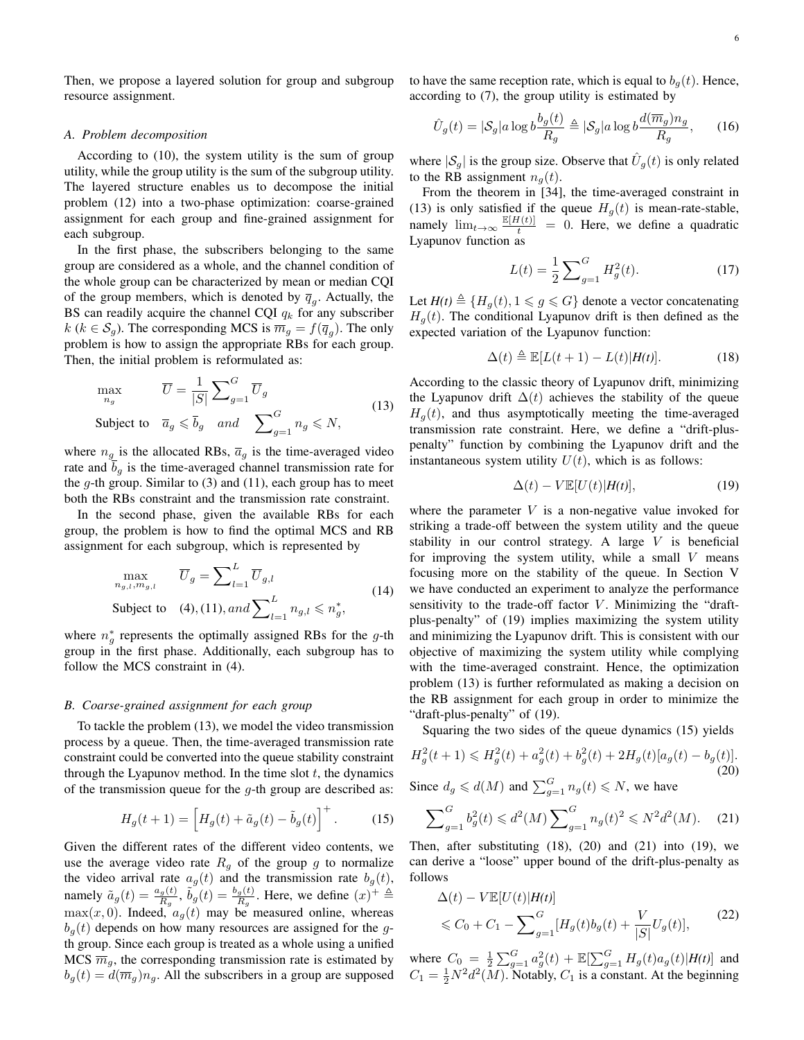Then, we propose a layered solution for group and subgroup resource assignment.

### A. Problem decomposition

According to (10), the system utility is the sum of group utility, while the group utility is the sum of the subgroup utility. The layered structure enables us to decompose the initial problem (12) into a two-phase optimization: coarse-grained assignment for each group and fine-grained assignment for each subgroup.

In the first phase, the subscribers belonging to the same group are considered as a whole, and the channel condition of the whole group can be characterized by mean or median CQI of the group members, which is denoted by $\overline{q}_g$. Actually, the BS can readily acquire the channel CQI $q_k$ for any subscriber $k$ ($k \in \mathcal{S}_g$). The corresponding MCS is $\overline{m}_g = f(\overline{q}_g)$. The only problem is how to assign the appropriate RBs for each group. Then, the initial problem is reformulated as:

$$
\begin{aligned}
\max_{n_g} \quad & \overline{U} = \frac{1}{|S|}\sum\nolimits_{g=1}^{G} \overline{U}_g \\
\text{Subject to} \quad & \overline{a}_g \leqslant \overline{b}_g \quad and \quad \sum\nolimits_{g=1}^{G} n_g \leqslant N,
\end{aligned}
\tag{13}
$$

where $n_g$ is the allocated RBs, $\overline{a}_g$ is the time-averaged video rate and $\overline{b}_g$ is the time-averaged channel transmission rate for the $g$-th group. Similar to (3) and (11), each group has to meet both the RBs constraint and the transmission rate constraint.

In the second phase, given the available RBs for each group, the problem is how to find the optimal MCS and RB assignment for each subgroup, which is represented by

$$
\begin{aligned}
\max_{n_{g,l}, m_{g,l}} \quad & \overline{U}_g = \sum\nolimits_{l=1}^{L} \overline{U}_{g,l} \\
\text{Subject to} \quad & (4), (11), and \sum\nolimits_{l=1}^{L} n_{g,l} \leqslant n_g^*,
\end{aligned}
\tag{14}
$$

where $n_g^*$ represents the optimally assigned RBs for the $g$-th group in the first phase. Additionally, each subgroup has to follow the MCS constraint in (4).

### B. Coarse-grained assignment for each group

To tackle the problem (13), we model the video transmission process by a queue. Then, the time-averaged transmission rate constraint could be converted into the queue stability constraint through the Lyapunov method. In the time slot $t$, the dynamics of the transmission queue for the $g$-th group are described as:

$$
H_g(t+1) = \left[H_g(t) + \tilde{a}_g(t) - \tilde{b}_g(t)\right]^+. \tag{15}
$$

Given the different rates of the different video contents, we use the average video rate $R_g$ of the group $g$ to normalize the video arrival rate $a_g(t)$ and the transmission rate $b_g(t)$, namely $\tilde{a}_g(t) = \frac{a_g(t)}{R_g}$, $\tilde{b}_g(t) = \frac{b_g(t)}{R_g}$. Here, we define $(x)^+ \triangleq \max(x, 0)$. Indeed, $a_g(t)$ may be measured online, whereas $b_g(t)$ depends on how many resources are assigned for the $g$-th group. Since each group is treated as a whole using a unified MCS $\overline{m}_g$, the corresponding transmission rate is estimated by $b_g(t) = d(\overline{m}_g)n_g$. All the subscribers in a group are supposed to have the same reception rate, which is equal to $b_g(t)$. Hence, according to (7), the group utility is estimated by

$$
\hat{U}_g(t) = |\mathcal{S}_g| a \log b \frac{b_g(t)}{R_g} \triangleq |\mathcal{S}_g| a \log b \frac{d(\overline{m}_g)n_g}{R_g}, \tag{16}
$$

where $|\mathcal{S}_g|$ is the group size. Observe that $\hat{U}_g(t)$ is only related to the RB assignment $n_g(t)$.

From the theorem in [34], the time-averaged constraint in (13) is only satisfied if the queue $H_g(t)$ is mean-rate-stable, namely $\lim_{t\to\infty} \frac{\mathbb{E}[H(t)]}{t} = 0$. Here, we define a quadratic Lyapunov function as

$$
L(t) = \frac{1}{2}\sum\nolimits_{g=1}^{G} H_g^2(t). \tag{17}
$$

Let $\boldsymbol{H(t)} \triangleq \{H_g(t), 1 \leqslant g \leqslant G\}$ denote a vector concatenating $H_g(t)$. The conditional Lyapunov drift is then defined as the expected variation of the Lyapunov function:

$$
\Delta(t) \triangleq \mathbb{E}[L(t+1) - L(t)|\boldsymbol{H(t)}]. \tag{18}
$$

According to the classic theory of Lyapunov drift, minimizing the Lyapunov drift $\Delta(t)$ achieves the stability of the queue $H_g(t)$, and thus asymptotically meeting the time-averaged transmission rate constraint. Here, we define a "drift-plus-penalty" function by combining the Lyapunov drift and the instantaneous system utility $U(t)$, which is as follows:

$$
\Delta(t) - V\mathbb{E}[U(t)|\boldsymbol{H(t)}], \tag{19}
$$

where the parameter $V$ is a non-negative value invoked for striking a trade-off between the system utility and the queue stability in our control strategy. A large $V$ is beneficial for improving the system utility, while a small $V$ means focusing more on the stability of the queue. In Section V we have conducted an experiment to analyze the performance sensitivity to the trade-off factor $V$. Minimizing the "draft-plus-penalty" of (19) implies maximizing the system utility and minimizing the Lyapunov drift. This is consistent with our objective of maximizing the system utility while complying with the time-averaged constraint. Hence, the optimization problem (13) is further reformulated as making a decision on the RB assignment for each group in order to minimize the "draft-plus-penalty" of (19).

Squaring the two sides of the queue dynamics (15) yields

$$
H_g^2(t+1) \leqslant H_g^2(t) + a_g^2(t) + b_g^2(t) + 2H_g(t)[a_g(t) - b_g(t)]. \tag{20}
$$

Since $d_g \leqslant d(M)$ and $\sum_{g=1}^{G} n_g(t) \leqslant N$, we have

$$
\sum\nolimits_{g=1}^{G} b_g^2(t) \leqslant d^2(M)\sum\nolimits_{g=1}^{G} n_g(t)^2 \leqslant N^2 d^2(M). \tag{21}
$$

Then, after substituting (18), (20) and (21) into (19), we can derive a "loose" upper bound of the drift-plus-penalty as follows

$$
\begin{aligned}
&\Delta(t) - V\mathbb{E}[U(t)|\boldsymbol{H(t)}] \\
&\leqslant C_0 + C_1 - \sum\nolimits_{g=1}^{G}[H_g(t)b_g(t) + \frac{V}{|S|}U_g(t)],
\end{aligned}
\tag{22}
$$

where $C_0 = \frac{1}{2}\sum_{g=1}^{G} a_g^2(t) + \mathbb{E}[\sum_{g=1}^{G} H_g(t)a_g(t)|\boldsymbol{H(t)}]$ and $C_1 = \frac{1}{2}N^2 d^2(M)$. Notably, $C_1$ is a constant. At the beginning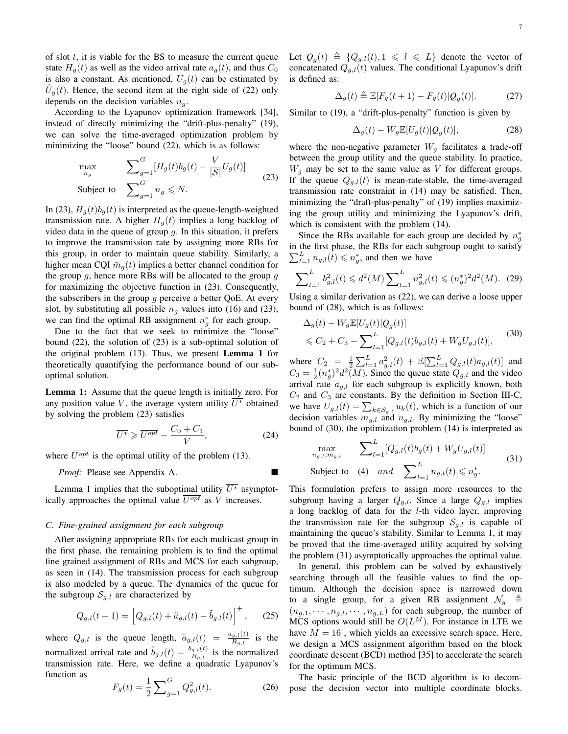of slot $t$, it is viable for the BS to measure the current queue state $H_g(t)$ as well as the video arrival rate $a_g(t)$, and thus $C_0$ is also a constant. As mentioned, $U_g(t)$ can be estimated by $\hat{U}_g(t)$. Hence, the second item at the right side of (22) only depends on the decision variables $n_g$.

According to the Lyapunov optimization framework [34], instead of directly minimizing the "drift-plus-penalty" (19), we can solve the time-averaged optimization problem by minimizing the "loose" bound (22), which is as follows:

$$\begin{aligned} \max_{n_g} \quad & \sum\nolimits_{g=1}^{G} [H_g(t) b_g(t) + \frac{V}{|\mathcal{S}|} U_g(t)] \\ \text{Subject to} \quad & \sum\nolimits_{g=1}^{G} n_g \leqslant N. \end{aligned} \tag{23}$$

In (23), $H_g(t)b_g(t)$ is interpreted as the queue-length-weighted transmission rate. A higher $H_g(t)$ implies a long backlog of video data in the queue of group $g$. In this situation, it prefers to improve the transmission rate by assigning more RBs for this group, in order to maintain queue stability. Similarly, a higher mean CQI $\bar{m}_g(t)$ implies a better channel condition for the group $g$, hence more RBs will be allocated to the group $g$ for maximizing the objective function in (23). Consequently, the subscribers in the group $g$ perceive a better QoE. At every slot, by substituting all possible $n_g$ values into (16) and (23), we can find the optimal RB assignment $n_g^*$ for each group.

Due to the fact that we seek to minimize the "loose" bound (22), the solution of (23) is a sub-optimal solution of the original problem (13). Thus, we present **Lemma 1** for theoretically quantifying the performance bound of our sub-optimal solution.

**Lemma 1:** Assume that the queue length is initially zero. For any position value $V$, the average system utility $\overline{U^*}$ obtained by solving the problem (23) satisfies

$$\overline{U^*} \geqslant \overline{U^{opt}} - \frac{C_0 + C_1}{V}, \tag{24}$$

where $\overline{U^{opt}}$ is the optimal utility of the problem (13).

*Proof:* Please see Appendix A. ∎

Lemma 1 implies that the suboptimal utility $\overline{U^*}$ asymptotically approaches the optimal value $\overline{U^{opt}}$ as $V$ increases.

### C. Fine-grained assignment for each subgroup

After assigning appropriate RBs for each multicast group in the first phase, the remaining problem is to find the optimal fine grained assignment of RBs and MCS for each subgroup, as seen in (14). The transmission process for each subgroup is also modeled by a queue. The dynamics of the queue for the subgroup $\mathcal{S}_{g,l}$ are characterized by

$$Q_{g,l}(t+1) = \left[Q_{g,l}(t) + \tilde{a}_{g,l}(t) - \tilde{b}_{g,l}(t)\right]^+, \tag{25}$$

where $Q_{g,l}$ is the queue length, $\tilde{a}_{g,l}(t) = \frac{a_{g,l}(t)}{R_{g,l}}$ is the normalized arrival rate and $\tilde{b}_{g,l}(t) = \frac{b_{g,l}(t)}{R_{g,l}}$ is the normalized transmission rate. Here, we define a quadratic Lyapunov's function as

$$F_g(t) = \frac{1}{2} \sum\nolimits_{g=1}^{G} Q_{g,l}^2(t). \tag{26}$$

Let $\boldsymbol{Q}_g(t) \triangleq \{Q_{g,l}(t), 1 \leqslant l \leqslant L\}$ denote the vector of concatenated $Q_{g,l}(t)$ values. The conditional Lyapunov's drift is defined as:

$$\Delta_g(t) \triangleq \mathbb{E}[F_g(t+1) - F_g(t) | \boldsymbol{Q}_g(t)]. \tag{27}$$

Similar to (19), a "drift-plus-penalty" function is given by

$$\Delta_g(t) - W_g \mathbb{E}[U_g(t) | \boldsymbol{Q}_g(t)], \tag{28}$$

where the non-negative parameter $W_g$ facilitates a trade-off between the group utility and the queue stability. In practice, $W_g$ may be set to the same value as $V$ for different groups. If the queue $Q_{g,l}(t)$ is mean-rate-stable, the time-averaged transmission rate constraint in (14) may be satisfied. Then, minimizing the "draft-plus-penalty" of (19) implies maximizing the group utility and minimizing the Lyapunov's drift, which is consistent with the problem (14).

Since the RBs available for each group are decided by $n_g^*$ in the first phase, the RBs for each subgroup ought to satisfy $\sum_{l=1}^{L} n_{g,l}(t) \leqslant n_g^*$, and then we have

$$\sum\nolimits_{l=1}^{L} b_{g,l}^2(t) \leqslant d^2(M) \sum\nolimits_{l=1}^{L} n_{g,l}^2(t) \leqslant (n_g^*)^2 d^2(M). \tag{29}$$

Using a similar derivation as (22), we can derive a loose upper bound of (28), which is as follows:

$$\begin{aligned} &\Delta_g(t) - W_g \mathbb{E}[U_g(t) | \boldsymbol{Q}_g(t)] \\ &\leqslant C_2 + C_3 - \sum\nolimits_{l=1}^{L} [Q_{g,l}(t) b_{g,l}(t) + W_g U_{g,l}(t)], \end{aligned} \tag{30}$$

where $C_2 = \frac{1}{2} \sum_{l=1}^{L} a_{g,l}^2(t) + \mathbb{E}[\sum_{l=1}^{L} Q_{g,l}(t) a_{g,l}(t)]$ and $C_3 = \frac{1}{2} (n_g^*)^2 d^2(M)$. Since the queue state $Q_{g,l}$ and the video arrival rate $a_{g,l}$ for each subgroup is explicitly known, both $C_2$ and $C_3$ are constants. By the definition in Section III-C, we have $U_{g,l}(t) = \sum_{k \in \mathcal{S}_{g,l}} u_k(t)$, which is a function of our decision variables $m_{g,l}$ and $n_{g,l}$. By minimizing the "loose" bound of (30), the optimization problem (14) is interpreted as

$$\begin{aligned} \max_{n_{g,l}, m_{g,l}} \quad & \sum\nolimits_{l=1}^{L} [Q_{g,l}(t) b_g(t) + W_g U_{g,l}(t)] \\ \text{Subject to} \quad & (4) \quad and \quad \sum\nolimits_{l=1}^{L} n_{g,l}(t) \leqslant n_g^*. \end{aligned} \tag{31}$$

This formulation prefers to assign more resources to the subgroup having a larger $Q_{g,l}$. Since a large $Q_{g,l}$ implies a long backlog of data for the $l$-th video layer, improving the transmission rate for the subgroup $\mathcal{S}_{g,l}$ is capable of maintaining the queue's stability. Similar to Lemma 1, it may be proved that the time-averaged utility acquired by solving the problem (31) asymptotically approaches the optimal value.

In general, this problem can be solved by exhaustively searching through all the feasible values to find the optimum. Although the decision space is narrowed down to a single group, for a given RB assignment $\mathcal{N}_g \triangleq (n_{g,1}, \cdots, n_{g,l}, \cdots, n_{g,L})$ for each subgroup, the number of MCS options would still be $O(L^M)$. For instance in LTE we have $M = 16$ , which yields an excessive search space. Here, we design a MCS assignment algorithm based on the block coordinate descent (BCD) method [35] to accelerate the search for the optimum MCS.

The basic principle of the BCD algorithm is to decompose the decision vector into multiple coordinate blocks.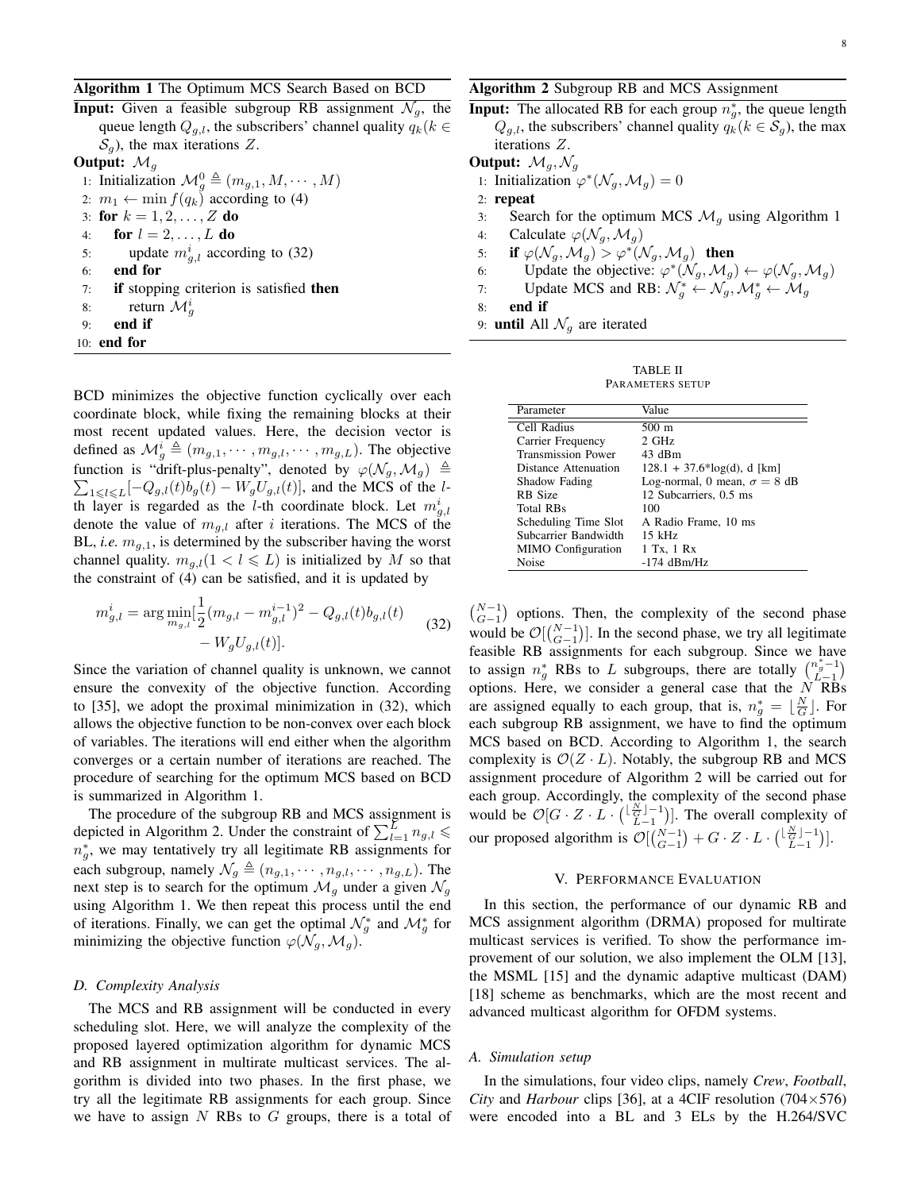**Algorithm 1** The Optimum MCS Search Based on BCD

**Input:** Given a feasible subgroup RB assignment $\mathcal{N}_g$, the queue length $Q_{g,l}$, the subscribers' channel quality $q_k (k \in \mathcal{S}_g)$, the max iterations $Z$.

**Output:** $\mathcal{M}_g$

```
1: Initialization M_g^0 ≜ (m_{g,1}, M, ··· , M)
2: m_1 ← min f(q_k) according to (4)
3: for k = 1, 2, . . . , Z do
4:     for l = 2, . . . , L do
5:         update m^i_{g,l} according to (32)
6:     end for
7:     if stopping criterion is satisfied then
8:         return M^i_g
9:     end if
10: end for
```

BCD minimizes the objective function cyclically over each coordinate block, while fixing the remaining blocks at their most recent updated values. Here, the decision vector is defined as $\mathcal{M}_g^i \triangleq (m_{g,1}, \cdots, m_{g,l}, \cdots, m_{g,L})$. The objective function is "drift-plus-penalty", denoted by $\varphi(\mathcal{N}_g, \mathcal{M}_g) \triangleq \sum_{1 \leqslant l \leqslant L}[-Q_{g,l}(t)b_g(t) - W_g U_{g,l}(t)]$, and the MCS of the $l$-th layer is regarded as the $l$-th coordinate block. Let $m_{g,l}^i$ denote the value of $m_{g,l}$ after $i$ iterations. The MCS of the BL, *i.e.* $m_{g,1}$, is determined by the subscriber having the worst channel quality. $m_{g,l} (1 < l \leqslant L)$ is initialized by $M$ so that the constraint of (4) can be satisfied, and it is updated by

$$m_{g,l}^i = \arg\min_{m_{g,l}} [\frac{1}{2}(m_{g,l} - m_{g,l}^{i-1})^2 - Q_{g,l}(t)b_{g,l}(t) - W_g U_{g,l}(t)]. \tag{32}$$

Since the variation of channel quality is unknown, we cannot ensure the convexity of the objective function. According to [35], we adopt the proximal minimization in (32), which allows the objective function to be non-convex over each block of variables. The iterations will end either when the algorithm converges or a certain number of iterations are reached. The procedure of searching for the optimum MCS based on BCD is summarized in Algorithm 1.

The procedure of the subgroup RB and MCS assignment is depicted in Algorithm 2. Under the constraint of $\sum_{l=1}^{L} n_{g,l} \leqslant n_g^*$, we may tentatively try all legitimate RB assignments for each subgroup, namely $\mathcal{N}_g \triangleq (n_{g,1}, \cdots, n_{g,l}, \cdots, n_{g,L})$. The next step is to search for the optimum $\mathcal{M}_g$ under a given $\mathcal{N}_g$ using Algorithm 1. We then repeat this process until the end of iterations. Finally, we can get the optimal $\mathcal{N}_g^*$ and $\mathcal{M}_g^*$ for minimizing the objective function $\varphi(\mathcal{N}_g, \mathcal{M}_g)$.

### D. Complexity Analysis

The MCS and RB assignment will be conducted in every scheduling slot. Here, we will analyze the complexity of the proposed layered optimization algorithm for dynamic MCS and RB assignment in multirate multicast services. The algorithm is divided into two phases. In the first phase, we try all the legitimate RB assignments for each group. Since we have to assign $N$ RBs to $G$ groups, there is a total of

**Algorithm 2** Subgroup RB and MCS Assignment

**Input:** The allocated RB for each group $n_g^*$, the queue length $Q_{g,l}$, the subscribers' channel quality $q_k (k \in \mathcal{S}_g)$, the max iterations $Z$.

**Output:** $\mathcal{M}_g, \mathcal{N}_g$

```
1: Initialization φ*(N_g, M_g) = 0
2: repeat
3:     Search for the optimum MCS M_g using Algorithm 1
4:     Calculate φ(N_g, M_g)
5:     if φ(N_g, M_g) > φ*(N_g, M_g) then
6:         Update the objective: φ*(N_g, M_g) ← φ(N_g, M_g)
7:         Update MCS and RB: N*_g ← N_g, M*_g ← M_g
8:     end if
9: until All N_g are iterated
```

TABLE II
PARAMETERS SETUP

| Parameter | Value |
|---|---|
| Cell Radius | 500 m |
| Carrier Frequency | 2 GHz |
| Transmission Power | 43 dBm |
| Distance Attenuation | 128.1 + 37.6*log(d), d [km] |
| Shadow Fading | Log-normal, 0 mean, $\sigma$ = 8 dB |
| RB Size | 12 Subcarriers, 0.5 ms |
| Total RBs | 100 |
| Scheduling Time Slot | A Radio Frame, 10 ms |
| Subcarrier Bandwidth | 15 kHz |
| MIMO Configuration | 1 Tx, 1 Rx |
| Noise | -174 dBm/Hz |

$\binom{N-1}{G-1}$ options. Then, the complexity of the second phase would be $\mathcal{O}[\binom{N-1}{G-1}]$. In the second phase, we try all legitimate feasible RB assignments for each subgroup. Since we have to assign $n_g^*$ RBs to $L$ subgroups, there are totally $\binom{n_g^*-1}{L-1}$ options. Here, we consider a general case that the $N$ RBs are assigned equally to each group, that is, $n_g^* = \lfloor \frac{N}{G} \rfloor$. For each subgroup RB assignment, we have to find the optimum MCS based on BCD. According to Algorithm 1, the search complexity is $\mathcal{O}(Z \cdot L)$. Notably, the subgroup RB and MCS assignment procedure of Algorithm 2 will be carried out for each group. Accordingly, the complexity of the second phase would be $\mathcal{O}[G \cdot Z \cdot L \cdot \binom{\lfloor \frac{N}{G} \rfloor - 1}{L-1}]$. The overall complexity of our proposed algorithm is $\mathcal{O}[\binom{N-1}{G-1} + G \cdot Z \cdot L \cdot \binom{\lfloor \frac{N}{G} \rfloor - 1}{L-1}]$.

## V. Performance Evaluation

In this section, the performance of our dynamic RB and MCS assignment algorithm (DRMA) proposed for multirate multicast services is verified. To show the performance improvement of our solution, we also implement the OLM [13], the MSML [15] and the dynamic adaptive multicast (DAM) [18] scheme as benchmarks, which are the most recent and advanced multicast algorithm for OFDM systems.

### A. Simulation setup

In the simulations, four video clips, namely *Crew*, *Football*, *City* and *Harbour* clips [36], at a 4CIF resolution (704×576) were encoded into a BL and 3 ELs by the H.264/SVC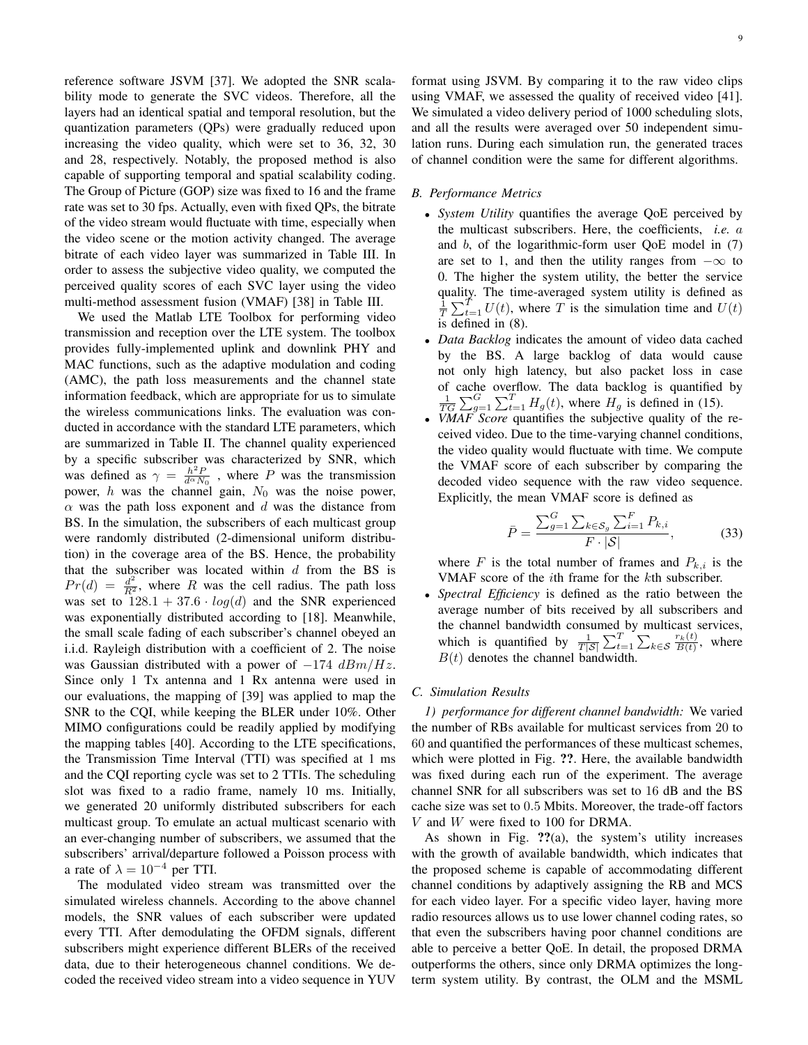reference software JSVM [37]. We adopted the SNR scalability mode to generate the SVC videos. Therefore, all the layers had an identical spatial and temporal resolution, but the quantization parameters (QPs) were gradually reduced upon increasing the video quality, which were set to 36, 32, 30 and 28, respectively. Notably, the proposed method is also capable of supporting temporal and spatial scalability coding. The Group of Picture (GOP) size was fixed to 16 and the frame rate was set to 30 fps. Actually, even with fixed QPs, the bitrate of the video stream would fluctuate with time, especially when the video scene or the motion activity changed. The average bitrate of each video layer was summarized in Table III. In order to assess the subjective video quality, we computed the perceived quality scores of each SVC layer using the video multi-method assessment fusion (VMAF) [38] in Table III.

We used the Matlab LTE Toolbox for performing video transmission and reception over the LTE system. The toolbox provides fully-implemented uplink and downlink PHY and MAC functions, such as the adaptive modulation and coding (AMC), the path loss measurements and the channel state information feedback, which are appropriate for us to simulate the wireless communications links. The evaluation was conducted in accordance with the standard LTE parameters, which are summarized in Table II. The channel quality experienced by a specific subscriber was characterized by SNR, which was defined as $\gamma = \frac{h^2 P}{d^\alpha N_0}$ , where $P$ was the transmission power, $h$ was the channel gain, $N_0$ was the noise power, $\alpha$ was the path loss exponent and $d$ was the distance from BS. In the simulation, the subscribers of each multicast group were randomly distributed (2-dimensional uniform distribution) in the coverage area of the BS. Hence, the probability that the subscriber was located within $d$ from the BS is $Pr(d) = \frac{d^2}{R^2}$, where $R$ was the cell radius. The path loss was set to $128.1 + 37.6 \cdot log(d)$ and the SNR experienced was exponentially distributed according to [18]. Meanwhile, the small scale fading of each subscriber's channel obeyed an i.i.d. Rayleigh distribution with a coefficient of 2. The noise was Gaussian distributed with a power of $-174\ dBm/Hz$. Since only 1 Tx antenna and 1 Rx antenna were used in our evaluations, the mapping of [39] was applied to map the SNR to the CQI, while keeping the BLER under 10%. Other MIMO configurations could be readily applied by modifying the mapping tables [40]. According to the LTE specifications, the Transmission Time Interval (TTI) was specified at 1 ms and the CQI reporting cycle was set to 2 TTIs. The scheduling slot was fixed to a radio frame, namely 10 ms. Initially, we generated 20 uniformly distributed subscribers for each multicast group. To emulate an actual multicast scenario with an ever-changing number of subscribers, we assumed that the subscribers' arrival/departure followed a Poisson process with a rate of $\lambda = 10^{-4}$ per TTI.

The modulated video stream was transmitted over the simulated wireless channels. According to the above channel models, the SNR values of each subscriber were updated every TTI. After demodulating the OFDM signals, different subscribers might experience different BLERs of the received data, due to their heterogeneous channel conditions. We decoded the received video stream into a video sequence in YUV format using JSVM. By comparing it to the raw video clips using VMAF, we assessed the quality of received video [41]. We simulated a video delivery period of 1000 scheduling slots, and all the results were averaged over 50 independent simulation runs. During each simulation run, the generated traces of channel condition were the same for different algorithms.

### B. Performance Metrics

- *System Utility* quantifies the average QoE perceived by the multicast subscribers. Here, the coefficients, *i.e.* $a$ and $b$, of the logarithmic-form user QoE model in (7) are set to 1, and then the utility ranges from $-\infty$ to 0. The higher the system utility, the better the service quality. The time-averaged system utility is defined as $\frac{1}{T}\sum_{t=1}^{T} U(t)$, where $T$ is the simulation time and $U(t)$ is defined in (8).
- *Data Backlog* indicates the amount of video data cached by the BS. A large backlog of data would cause not only high latency, but also packet loss in case of cache overflow. The data backlog is quantified by $\frac{1}{TG}\sum_{g=1}^{G}\sum_{t=1}^{T} H_g(t)$, where $H_g$ is defined in (15).
- *VMAF Score* quantifies the subjective quality of the received video. Due to the time-varying channel conditions, the video quality would fluctuate with time. We compute the VMAF score of each subscriber by comparing the decoded video sequence with the raw video sequence. Explicitly, the mean VMAF score is defined as

$$\bar{P} = \frac{\sum_{g=1}^{G}\sum_{k\in\mathcal{S}_g}\sum_{i=1}^{F} P_{k,i}}{F \cdot |\mathcal{S}|}, \tag{33}$$

  where $F$ is the total number of frames and $P_{k,i}$ is the VMAF score of the $i$th frame for the $k$th subscriber.
- *Spectral Efficiency* is defined as the ratio between the average number of bits received by all subscribers and the channel bandwidth consumed by multicast services, which is quantified by $\frac{1}{T|\mathcal{S}|}\sum_{t=1}^{T}\sum_{k\in\mathcal{S}} \frac{r_k(t)}{B(t)}$, where $B(t)$ denotes the channel bandwidth.

### C. Simulation Results

*1) performance for different channel bandwidth:* We varied the number of RBs available for multicast services from 20 to 60 and quantified the performances of these multicast schemes, which were plotted in Fig. **??**. Here, the available bandwidth was fixed during each run of the experiment. The average channel SNR for all subscribers was set to 16 dB and the BS cache size was set to 0.5 Mbits. Moreover, the trade-off factors $V$ and $W$ were fixed to 100 for DRMA.

As shown in Fig. **??**(a), the system's utility increases with the growth of available bandwidth, which indicates that the proposed scheme is capable of accommodating different channel conditions by adaptively assigning the RB and MCS for each video layer. For a specific video layer, having more radio resources allows us to use lower channel coding rates, so that even the subscribers having poor channel conditions are able to perceive a better QoE. In detail, the proposed DRMA outperforms the others, since only DRMA optimizes the long-term system utility. By contrast, the OLM and the MSML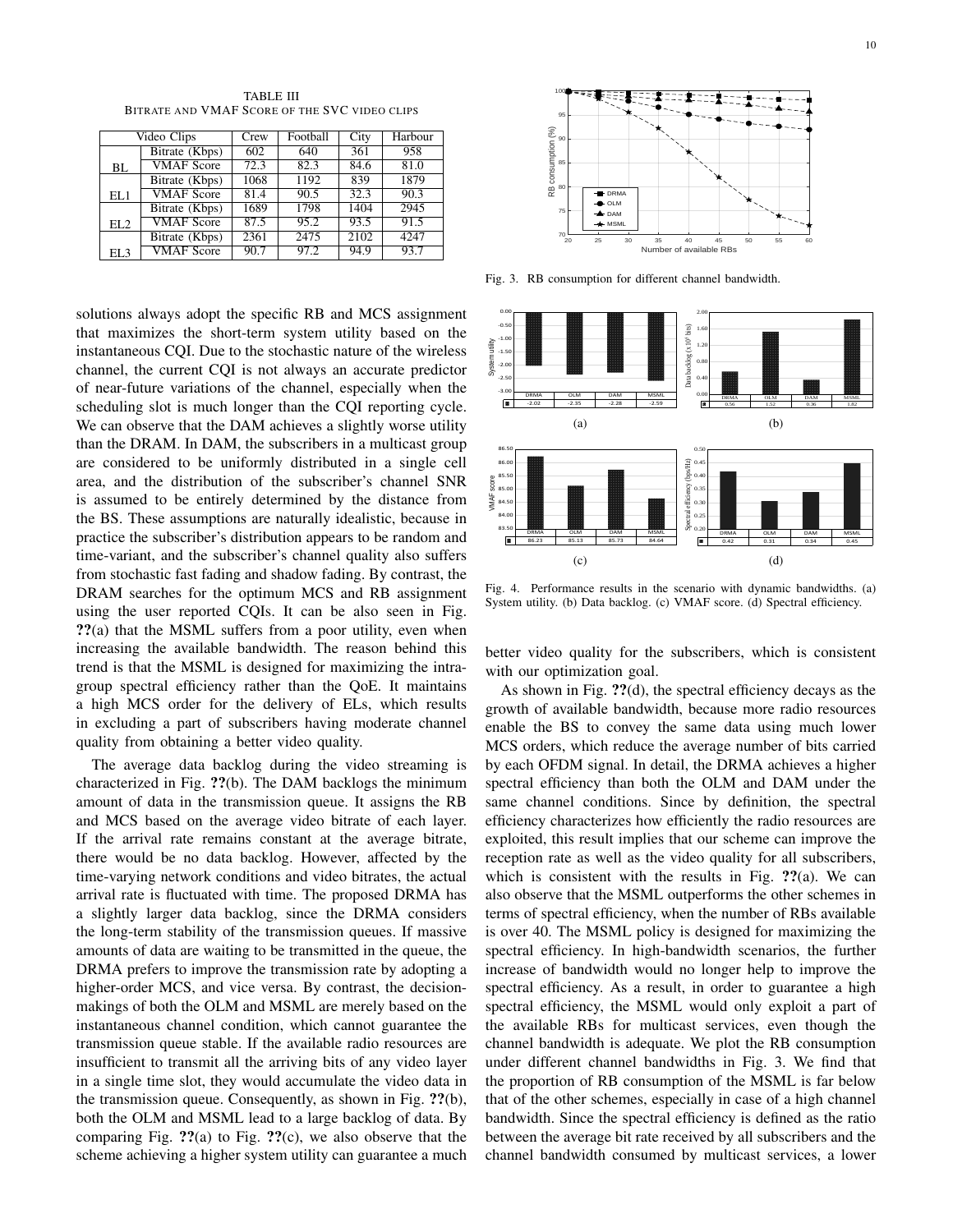TABLE III
BITRATE AND VMAF SCORE OF THE SVC VIDEO CLIPS

| Video Clips | | Crew | Football | City | Harbour |
|---|---|---|---|---|---|
| BL | Bitrate (Kbps) | 602 | 640 | 361 | 958 |
| | VMAF Score | 72.3 | 82.3 | 84.6 | 81.0 |
| EL1 | Bitrate (Kbps) | 1068 | 1192 | 839 | 1879 |
| | VMAF Score | 81.4 | 90.5 | 32.3 | 90.3 |
| EL2 | Bitrate (Kbps) | 1689 | 1798 | 1404 | 2945 |
| | VMAF Score | 87.5 | 95.2 | 93.5 | 91.5 |
| EL3 | Bitrate (Kbps) | 2361 | 2475 | 2102 | 4247 |
| | VMAF Score | 90.7 | 97.2 | 94.9 | 93.7 |

solutions always adopt the specific RB and MCS assignment that maximizes the short-term system utility based on the instantaneous CQI. Due to the stochastic nature of the wireless channel, the current CQI is not always an accurate predictor of near-future variations of the channel, especially when the scheduling slot is much longer than the CQI reporting cycle. We can observe that the DAM achieves a slightly worse utility than the DRAM. In DAM, the subscribers in a multicast group are considered to be uniformly distributed in a single cell area, and the distribution of the subscriber's channel SNR is assumed to be entirely determined by the distance from the BS. These assumptions are naturally idealistic, because in practice the subscriber's distribution appears to be random and time-variant, and the subscriber's channel quality also suffers from stochastic fast fading and shadow fading. By contrast, the DRAM searches for the optimum MCS and RB assignment using the user reported CQIs. It can be also seen in Fig. **??**(a) that the MSML suffers from a poor utility, even when increasing the available bandwidth. The reason behind this trend is that the MSML is designed for maximizing the intra-group spectral efficiency rather than the QoE. It maintains a high MCS order for the delivery of ELs, which results in excluding a part of subscribers having moderate channel quality from obtaining a better video quality.

The average data backlog during the video streaming is characterized in Fig. **??**(b). The DAM backlogs the minimum amount of data in the transmission queue. It assigns the RB and MCS based on the average video bitrate of each layer. If the arrival rate remains constant at the average bitrate, there would be no data backlog. However, affected by the time-varying network conditions and video bitrates, the actual arrival rate is fluctuated with time. The proposed DRMA has a slightly larger data backlog, since the DRMA considers the long-term stability of the transmission queues. If massive amounts of data are waiting to be transmitted in the queue, the DRMA prefers to improve the transmission rate by adopting a higher-order MCS, and vice versa. By contrast, the decision-makings of both the OLM and MSML are merely based on the instantaneous channel condition, which cannot guarantee the transmission queue stable. If the available radio resources are insufficient to transmit all the arriving bits of any video layer in a single time slot, they would accumulate the video data in the transmission queue. Consequently, as shown in Fig. **??**(b), both the OLM and MSML lead to a large backlog of data. By comparing Fig. **??**(a) to Fig. **??**(c), we also observe that the scheme achieving a higher system utility can guarantee a much better video quality for the subscribers, which is consistent with our optimization goal.

Fig. 3. RB consumption for different channel bandwidth.

Fig. 4. Performance results in the scenario with dynamic bandwidths. (a) System utility. (b) Data backlog. (c) VMAF score. (d) Spectral efficiency.

As shown in Fig. **??**(d), the spectral efficiency decays as the growth of available bandwidth, because more radio resources enable the BS to convey the same data using much lower MCS orders, which reduce the average number of bits carried by each OFDM signal. In detail, the DRMA achieves a higher spectral efficiency than both the OLM and DAM under the same channel conditions. Since by definition, the spectral efficiency characterizes how efficiently the radio resources are exploited, this result implies that our scheme can improve the reception rate as well as the video quality for all subscribers, which is consistent with the results in Fig. **??**(a). We can also observe that the MSML outperforms the other schemes in terms of spectral efficiency, when the number of RBs available is over 40. The MSML policy is designed for maximizing the spectral efficiency. In high-bandwidth scenarios, the further increase of bandwidth would no longer help to improve the spectral efficiency. As a result, in order to guarantee a high spectral efficiency, the MSML would only exploit a part of the available RBs for multicast services, even though the channel bandwidth is adequate. We plot the RB consumption under different channel bandwidths in Fig. 3. We find that the proportion of RB consumption of the MSML is far below that of the other schemes, especially in case of a high channel bandwidth. Since the spectral efficiency is defined as the ratio between the average bit rate received by all subscribers and the channel bandwidth consumed by multicast services, a lower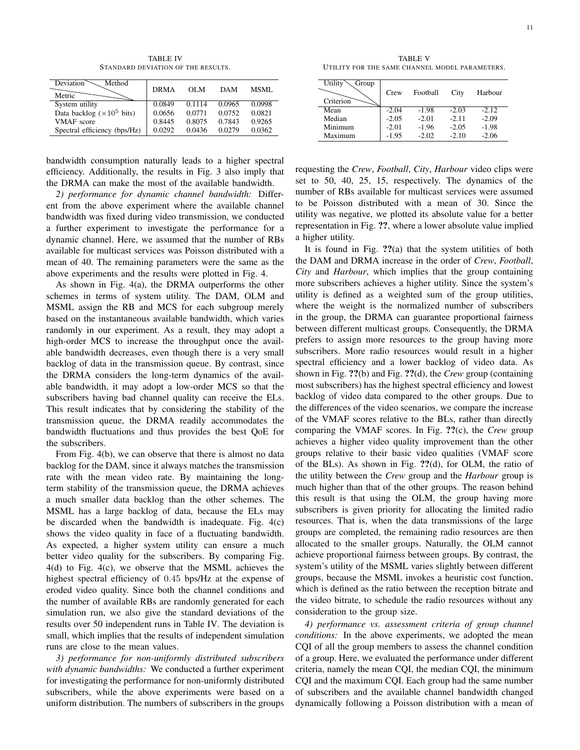TABLE IV
STANDARD DEVIATION OF THE RESULTS.

| Metric \ Method (Deviation) | DRMA | OLM | DAM | MSML |
| --- | --- | --- | --- | --- |
| System utility | 0.0849 | 0.1114 | 0.0965 | 0.0998 |
| Data backlog ($\times 10^5$ bits) | 0.0656 | 0.0771 | 0.0752 | 0.0821 |
| VMAF score | 0.8445 | 0.8075 | 0.7843 | 0.9265 |
| Spectral efficiency (bps/Hz) | 0.0292 | 0.0436 | 0.0279 | 0.0362 |

bandwidth consumption naturally leads to a higher spectral efficiency. Additionally, the results in Fig. 3 also imply that the DRMA can make the most of the available bandwidth.

*2) performance for dynamic channel bandwidth:* Different from the above experiment where the available channel bandwidth was fixed during video transmission, we conducted a further experiment to investigate the performance for a dynamic channel. Here, we assumed that the number of RBs available for multicast services was Poisson distributed with a mean of 40. The remaining parameters were the same as the above experiments and the results were plotted in Fig. 4.

As shown in Fig. 4(a), the DRMA outperforms the other schemes in terms of system utility. The DAM, OLM and MSML assign the RB and MCS for each subgroup merely based on the instantaneous available bandwidth, which varies randomly in our experiment. As a result, they may adopt a high-order MCS to increase the throughput once the available bandwidth decreases, even though there is a very small backlog of data in the transmission queue. By contrast, since the DRMA considers the long-term dynamics of the available bandwidth, it may adopt a low-order MCS so that the subscribers having bad channel quality can receive the ELs. This result indicates that by considering the stability of the transmission queue, the DRMA readily accommodates the bandwidth fluctuations and thus provides the best QoE for the subscribers.

From Fig. 4(b), we can observe that there is almost no data backlog for the DAM, since it always matches the transmission rate with the mean video rate. By maintaining the long-term stability of the transmission queue, the DRMA achieves a much smaller data backlog than the other schemes. The MSML has a large backlog of data, because the ELs may be discarded when the bandwidth is inadequate. Fig. 4(c) shows the video quality in face of a fluctuating bandwidth. As expected, a higher system utility can ensure a much better video quality for the subscribers. By comparing Fig. 4(d) to Fig. 4(c), we observe that the MSML achieves the highest spectral efficiency of 0.45 bps/Hz at the expense of eroded video quality. Since both the channel conditions and the number of available RBs are randomly generated for each simulation run, we also give the standard deviations of the results over 50 independent runs in Table IV. The deviation is small, which implies that the results of independent simulation runs are close to the mean values.

*3) performance for non-uniformly distributed subscribers with dynamic bandwidths:* We conducted a further experiment for investigating the performance for non-uniformly distributed subscribers, while the above experiments were based on a uniform distribution. The numbers of subscribers in the groups requesting the *Crew*, *Football*, *City*, *Harbour* video clips were set to 50, 40, 25, 15, respectively. The dynamics of the number of RBs available for multicast services were assumed to be Poisson distributed with a mean of 30. Since the utility was negative, we plotted its absolute value for a better representation in Fig. ??, where a lower absolute value implied a higher utility.

TABLE V
UTILITY FOR THE SAME CHANNEL MODEL PARAMETERS.

| Criterion \ Group (Utility) | Crew | Football | City | Harbour |
| --- | --- | --- | --- | --- |
| Mean | -2.04 | -1.98 | -2.03 | -2.12 |
| Median | -2.05 | -2.01 | -2.11 | -2.09 |
| Minimum | -2.01 | -1.96 | -2.05 | -1.98 |
| Maximum | -1.95 | -2.02 | -2.10 | -2.06 |

It is found in Fig. ??(a) that the system utilities of both the DAM and DRMA increase in the order of *Crew*, *Football*, *City* and *Harbour*, which implies that the group containing more subscribers achieves a higher utility. Since the system's utility is defined as a weighted sum of the group utilities, where the weight is the normalized number of subscribers in the group, the DRMA can guarantee proportional fairness between different multicast groups. Consequently, the DRMA prefers to assign more resources to the group having more subscribers. More radio resources would result in a higher spectral efficiency and a lower backlog of video data. As shown in Fig. ??(b) and Fig. ??(d), the *Crew* group (containing most subscribers) has the highest spectral efficiency and lowest backlog of video data compared to the other groups. Due to the differences of the video scenarios, we compare the increase of the VMAF scores relative to the BLs, rather than directly comparing the VMAF scores. In Fig. ??(c), the *Crew* group achieves a higher video quality improvement than the other groups relative to their basic video qualities (VMAF score of the BLs). As shown in Fig. ??(d), for OLM, the ratio of the utility between the *Crew* group and the *Harbour* group is much higher than that of the other groups. The reason behind this result is that using the OLM, the group having more subscribers is given priority for allocating the limited radio resources. That is, when the data transmissions of the large groups are completed, the remaining radio resources are then allocated to the smaller groups. Naturally, the OLM cannot achieve proportional fairness between groups. By contrast, the system's utility of the MSML varies slightly between different groups, because the MSML invokes a heuristic cost function, which is defined as the ratio between the reception bitrate and the video bitrate, to schedule the radio resources without any consideration to the group size.

*4) performance vs. assessment criteria of group channel conditions:* In the above experiments, we adopted the mean CQI of all the group members to assess the channel condition of a group. Here, we evaluated the performance under different criteria, namely the mean CQI, the median CQI, the minimum CQI and the maximum CQI. Each group had the same number of subscribers and the available channel bandwidth changed dynamically following a Poisson distribution with a mean of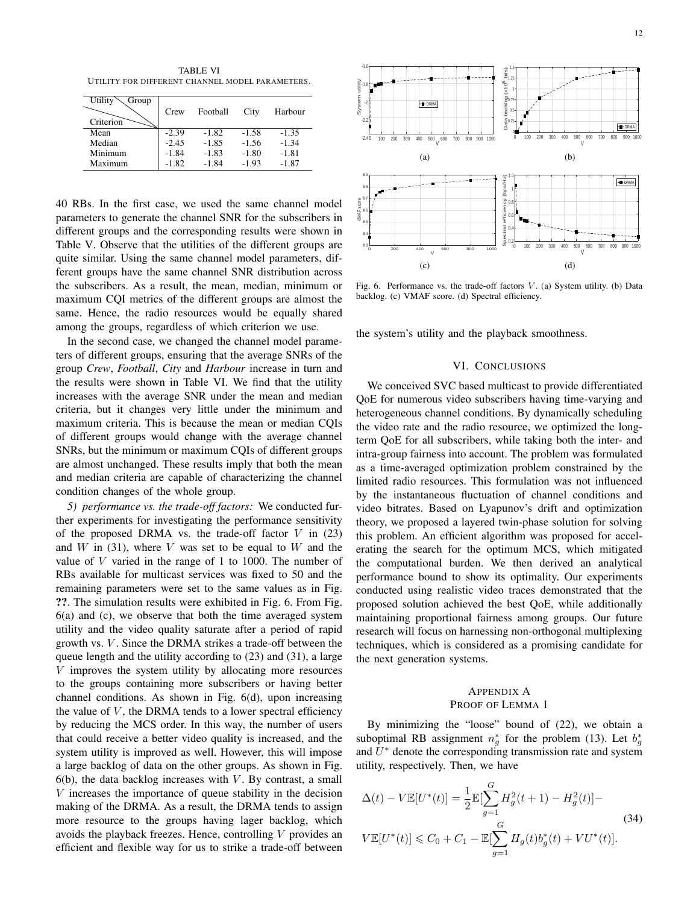TABLE VI
UTILITY FOR DIFFERENT CHANNEL MODEL PARAMETERS.

| Utility / Group / Criterion | Crew | Football | City | Harbour |
|---|---|---|---|---|
| Mean | -2.39 | -1.82 | -1.58 | -1.35 |
| Median | -2.45 | -1.85 | -1.56 | -1.34 |
| Minimum | -1.84 | -1.83 | -1.80 | -1.81 |
| Maximum | -1.82 | -1.84 | -1.93 | -1.87 |

40 RBs. In the first case, we used the same channel model parameters to generate the channel SNR for the subscribers in different groups and the corresponding results were shown in Table V. Observe that the utilities of the different groups are quite similar. Using the same channel model parameters, different groups have the same channel SNR distribution across the subscribers. As a result, the mean, median, minimum or maximum CQI metrics of the different groups are almost the same. Hence, the radio resources would be equally shared among the groups, regardless of which criterion we use.

In the second case, we changed the channel model parameters of different groups, ensuring that the average SNRs of the group *Crew*, *Football*, *City* and *Harbour* increase in turn and the results were shown in Table VI. We find that the utility increases with the average SNR under the mean and median criteria, but it changes very little under the minimum and maximum criteria. This is because the mean or median CQIs of different groups would change with the average channel SNRs, but the minimum or maximum CQIs of different groups are almost unchanged. These results imply that both the mean and median criteria are capable of characterizing the channel condition changes of the whole group.

*5) performance vs. the trade-off factors:* We conducted further experiments for investigating the performance sensitivity of the proposed DRMA vs. the trade-off factor $V$ in (23) and $W$ in (31), where $V$ was set to be equal to $W$ and the value of $V$ varied in the range of 1 to 1000. The number of RBs available for multicast services was fixed to 50 and the remaining parameters were set to the same values as in Fig. **??**. The simulation results were exhibited in Fig. 6. From Fig. 6(a) and (c), we observe that both the time averaged system utility and the video quality saturate after a period of rapid growth vs. $V$. Since the DRMA strikes a trade-off between the queue length and the utility according to (23) and (31), a large $V$ improves the system utility by allocating more resources to the groups containing more subscribers or having better channel conditions. As shown in Fig. 6(d), upon increasing the value of $V$, the DRMA tends to a lower spectral efficiency by reducing the MCS order. In this way, the number of users that could receive a better video quality is increased, and the system utility is improved as well. However, this will impose a large backlog of data on the other groups. As shown in Fig. 6(b), the data backlog increases with $V$. By contrast, a small $V$ increases the importance of queue stability in the decision making of the DRMA. As a result, the DRMA tends to assign more resource to the groups having lager backlog, which avoids the playback freezes. Hence, controlling $V$ provides an efficient and flexible way for us to strike a trade-off between the system's utility and the playback smoothness.

Fig. 6. Performance vs. the trade-off factors $V$. (a) System utility. (b) Data backlog. (c) VMAF score. (d) Spectral efficiency.

## VI. CONCLUSIONS

We conceived SVC based multicast to provide differentiated QoE for numerous video subscribers having time-varying and heterogeneous channel conditions. By dynamically scheduling the video rate and the radio resource, we optimized the long-term QoE for all subscribers, while taking the inter- and intra-group fairness into account. The problem was formulated as a time-averaged optimization problem constrained by the limited radio resources. This formulation was not influenced by the instantaneous fluctuation of channel conditions and video bitrates. Based on Lyapunov's drift and optimization theory, we proposed a layered twin-phase solution for solving this problem. An efficient algorithm was proposed for accelerating the search for the optimum MCS, which mitigated the computational burden. We then derived an analytical performance bound to show its optimality. Our experiments conducted using realistic video traces demonstrated that the proposed solution achieved the best QoE, while additionally maintaining proportional fairness among groups. Our future research will focus on harnessing non-orthogonal multiplexing techniques, which is considered as a promising candidate for the next generation systems.

## APPENDIX A
## PROOF OF LEMMA 1

By minimizing the "loose" bound of (22), we obtain a suboptimal RB assignment $n_g^*$ for the problem (13). Let $b_g^*$ and $U^*$ denote the corresponding transmission rate and system utility, respectively. Then, we have

$$\Delta(t) - V\mathbb{E}[U^*(t)] = \frac{1}{2}\mathbb{E}[\sum_{g=1}^{G} H_g^2(t+1) - H_g^2(t)] - V\mathbb{E}[U^*(t)] \leqslant C_0 + C_1 - \mathbb{E}[\sum_{g=1}^{G} H_g(t)b_g^*(t) + VU^*(t)]. \tag{34}$$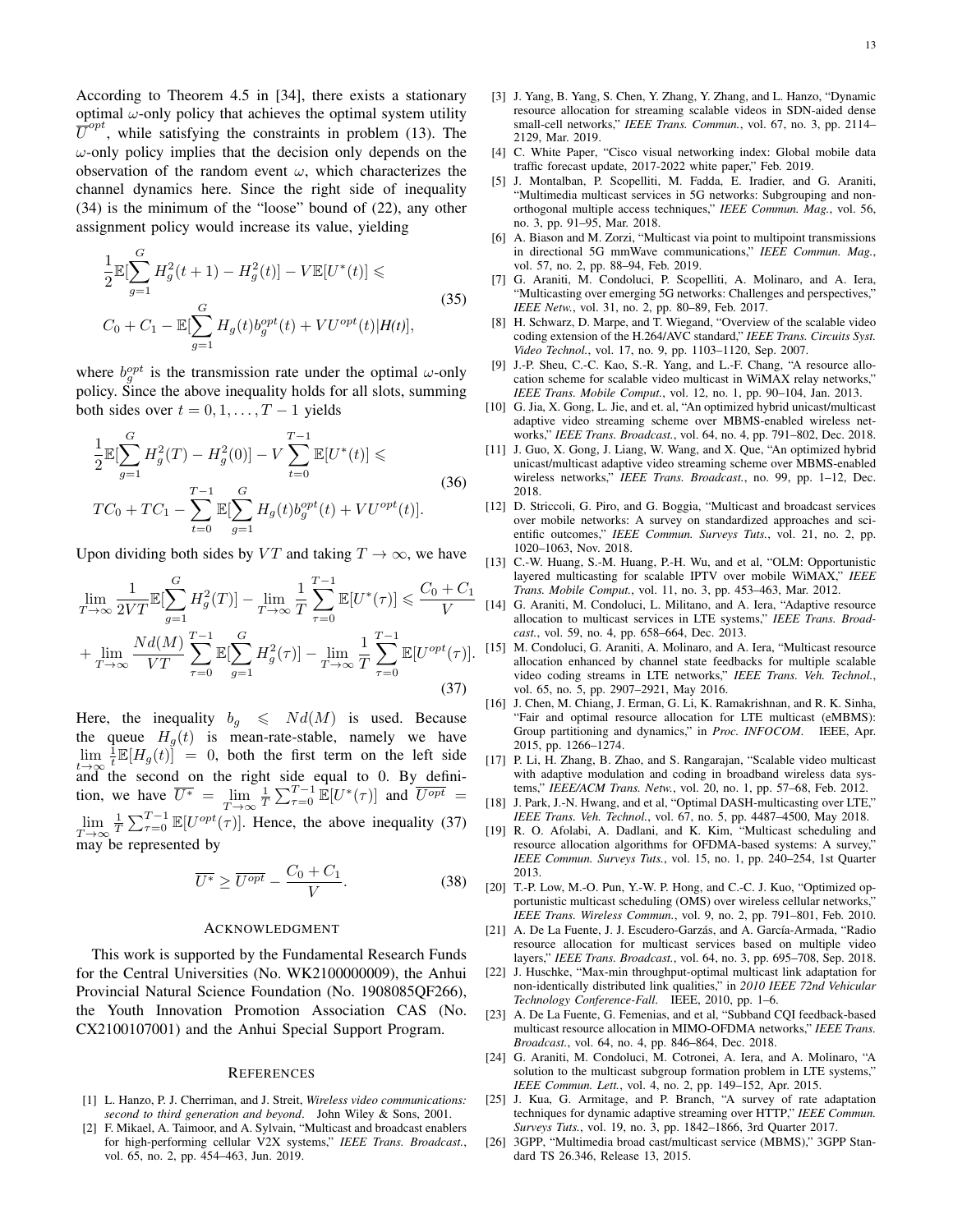According to Theorem 4.5 in [34], there exists a stationary optimal $\omega$-only policy that achieves the optimal system utility $\overline{U}^{opt}$, while satisfying the constraints in problem (13). The $\omega$-only policy implies that the decision only depends on the observation of the random event $\omega$, which characterizes the channel dynamics here. Since the right side of inequality (34) is the minimum of the "loose" bound of (22), any other assignment policy would increase its value, yielding

$$
\begin{aligned}
&\frac{1}{2}\mathbb{E}[\sum_{g=1}^{G} H_g^2(t+1) - H_g^2(t)] - V\mathbb{E}[U^*(t)] \leqslant \\
&C_0 + C_1 - \mathbb{E}[\sum_{g=1}^{G} H_g(t) b_g^{opt}(t) + VU^{opt}(t)|\boldsymbol{H(t)}],
\end{aligned}
\tag{35}
$$

where $b_g^{opt}$ is the transmission rate under the optimal $\omega$-only policy. Since the above inequality holds for all slots, summing both sides over $t = 0, 1, \ldots, T-1$ yields

$$
\begin{aligned}
&\frac{1}{2}\mathbb{E}[\sum_{g=1}^{G} H_g^2(T) - H_g^2(0)] - V\sum_{t=0}^{T-1}\mathbb{E}[U^*(t)] \leqslant \\
&TC_0 + TC_1 - \sum_{t=0}^{T-1}\mathbb{E}[\sum_{g=1}^{G} H_g(t) b_g^{opt}(t) + VU^{opt}(t)].
\end{aligned}
\tag{36}
$$

Upon dividing both sides by $VT$ and taking $T \to \infty$, we have

$$
\begin{aligned}
&\lim_{T\to\infty}\frac{1}{2VT}\mathbb{E}[\sum_{g=1}^{G} H_g^2(T)] - \lim_{T\to\infty}\frac{1}{T}\sum_{\tau=0}^{T-1}\mathbb{E}[U^*(\tau)] \leqslant \frac{C_0+C_1}{V} \\
&+ \lim_{T\to\infty}\frac{Nd(M)}{VT}\sum_{\tau=0}^{T-1}\mathbb{E}[\sum_{g=1}^{G} H_g^2(\tau)] - \lim_{T\to\infty}\frac{1}{T}\sum_{\tau=0}^{T-1}\mathbb{E}[U^{opt}(\tau)].
\end{aligned}
\tag{37}
$$

Here, the inequality $b_g \leqslant Nd(M)$ is used. Because the queue $H_g(t)$ is mean-rate-stable, namely we have $\lim_{t\to\infty}\frac{1}{t}\mathbb{E}[H_g(t)] = 0$, both the first term on the left side and the second on the right side equal to 0. By definition, we have $\overline{U^*} = \lim_{T\to\infty}\frac{1}{T}\sum_{\tau=0}^{T-1}\mathbb{E}[U^*(\tau)]$ and $\overline{U^{opt}} = \lim_{T\to\infty}\frac{1}{T}\sum_{\tau=0}^{T-1}\mathbb{E}[U^{opt}(\tau)]$. Hence, the above inequality (37) may be represented by

$$
\overline{U^*} \geq \overline{U^{opt}} - \frac{C_0+C_1}{V}. \tag{38}
$$

## Acknowledgment

This work is supported by the Fundamental Research Funds for the Central Universities (No. WK2100000009), the Anhui Provincial Natural Science Foundation (No. 1908085QF266), the Youth Innovation Promotion Association CAS (No. CX2100107001) and the Anhui Special Support Program.

## References

[1] L. Hanzo, P. J. Cherriman, and J. Streit, *Wireless video communications: second to third generation and beyond*. John Wiley & Sons, 2001.

[2] F. Mikael, A. Taimoor, and A. Sylvain, "Multicast and broadcast enablers for high-performing cellular V2X systems," *IEEE Trans. Broadcast.*, vol. 65, no. 2, pp. 454–463, Jun. 2019.

[3] J. Yang, B. Yang, S. Chen, Y. Zhang, Y. Zhang, and L. Hanzo, "Dynamic resource allocation for streaming scalable videos in SDN-aided dense small-cell networks," *IEEE Trans. Commun.*, vol. 67, no. 3, pp. 2114–2129, Mar. 2019.

[4] C. White Paper, "Cisco visual networking index: Global mobile data traffic forecast update, 2017-2022 white paper," Feb. 2019.

[5] J. Montalban, P. Scopelliti, M. Fadda, E. Iradier, and G. Araniti, "Multimedia multicast services in 5G networks: Subgrouping and non-orthogonal multiple access techniques," *IEEE Commun. Mag.*, vol. 56, no. 3, pp. 91–95, Mar. 2018.

[6] A. Biason and M. Zorzi, "Multicast via point to multipoint transmissions in directional 5G mmWave communications," *IEEE Commun. Mag.*, vol. 57, no. 2, pp. 88–94, Feb. 2019.

[7] G. Araniti, M. Condoluci, P. Scopelliti, A. Molinaro, and A. Iera, "Multicasting over emerging 5G networks: Challenges and perspectives," *IEEE Netw.*, vol. 31, no. 2, pp. 80–89, Feb. 2017.

[8] H. Schwarz, D. Marpe, and T. Wiegand, "Overview of the scalable video coding extension of the H.264/AVC standard," *IEEE Trans. Circuits Syst. Video Technol.*, vol. 17, no. 9, pp. 1103–1120, Sep. 2007.

[9] J.-P. Sheu, C.-C. Kao, S.-R. Yang, and L.-F. Chang, "A resource allocation scheme for scalable video multicast in WiMAX relay networks," *IEEE Trans. Mobile Comput.*, vol. 12, no. 1, pp. 90–104, Jan. 2013.

[10] G. Jia, X. Gong, L. Jie, and et. al, "An optimized hybrid unicast/multicast adaptive video streaming scheme over MBMS-enabled wireless networks," *IEEE Trans. Broadcast.*, vol. 64, no. 4, pp. 791–802, Dec. 2018.

[11] J. Guo, X. Gong, J. Liang, W. Wang, and X. Que, "An optimized hybrid unicast/multicast adaptive video streaming scheme over MBMS-enabled wireless networks," *IEEE Trans. Broadcast.*, no. 99, pp. 1–12, Dec. 2018.

[12] D. Striccoli, G. Piro, and G. Boggia, "Multicast and broadcast services over mobile networks: A survey on standardized approaches and scientific outcomes," *IEEE Commun. Surveys Tuts.*, vol. 21, no. 2, pp. 1020–1063, Nov. 2018.

[13] C.-W. Huang, S.-M. Huang, P.-H. Wu, and et al, "OLM: Opportunistic layered multicasting for scalable IPTV over mobile WiMAX," *IEEE Trans. Mobile Comput.*, vol. 11, no. 3, pp. 453–463, Mar. 2012.

[14] G. Araniti, M. Condoluci, L. Militano, and A. Iera, "Adaptive resource allocation to multicast services in LTE systems," *IEEE Trans. Broadcast.*, vol. 59, no. 4, pp. 658–664, Dec. 2013.

[15] M. Condoluci, G. Araniti, A. Molinaro, and A. Iera, "Multicast resource allocation enhanced by channel state feedbacks for multiple scalable video coding streams in LTE networks," *IEEE Trans. Veh. Technol.*, vol. 65, no. 5, pp. 2907–2921, May 2016.

[16] J. Chen, M. Chiang, J. Erman, G. Li, K. Ramakrishnan, and R. K. Sinha, "Fair and optimal resource allocation for LTE multicast (eMBMS): Group partitioning and dynamics," in *Proc. INFOCOM*. IEEE, Apr. 2015, pp. 1266–1274.

[17] P. Li, H. Zhang, B. Zhao, and S. Rangarajan, "Scalable video multicast with adaptive modulation and coding in broadband wireless data systems," *IEEE/ACM Trans. Netw.*, vol. 20, no. 1, pp. 57–68, Feb. 2012.

[18] J. Park, J.-N. Hwang, and et al, "Optimal DASH-multicasting over LTE," *IEEE Trans. Veh. Technol.*, vol. 67, no. 5, pp. 4487–4500, May 2018.

[19] R. O. Afolabi, A. Dadlani, and K. Kim, "Multicast scheduling and resource allocation algorithms for OFDMA-based systems: A survey," *IEEE Commun. Surveys Tuts.*, vol. 15, no. 1, pp. 240–254, 1st Quarter 2013.

[20] T.-P. Low, M.-O. Pun, Y.-W. P. Hong, and C.-C. J. Kuo, "Optimized opportunistic multicast scheduling (OMS) over wireless cellular networks," *IEEE Trans. Wireless Commun.*, vol. 9, no. 2, pp. 791–801, Feb. 2010.

[21] A. De La Fuente, J. J. Escudero-Garzás, and A. García-Armada, "Radio resource allocation for multicast services based on multiple video layers," *IEEE Trans. Broadcast.*, vol. 64, no. 3, pp. 695–708, Sep. 2018.

[22] J. Huschke, "Max-min throughput-optimal multicast link adaptation for non-identically distributed link qualities," in *2010 IEEE 72nd Vehicular Technology Conference-Fall*. IEEE, 2010, pp. 1–6.

[23] A. De La Fuente, G. Femenias, and et al, "Subband CQI feedback-based multicast resource allocation in MIMO-OFDMA networks," *IEEE Trans. Broadcast.*, vol. 64, no. 4, pp. 846–864, Dec. 2018.

[24] G. Araniti, M. Condoluci, M. Cotronei, A. Iera, and A. Molinaro, "A solution to the multicast subgroup formation problem in LTE systems," *IEEE Commun. Lett.*, vol. 4, no. 2, pp. 149–152, Apr. 2015.

[25] J. Kua, G. Armitage, and P. Branch, "A survey of rate adaptation techniques for dynamic adaptive streaming over HTTP," *IEEE Commun. Surveys Tuts.*, vol. 19, no. 3, pp. 1842–1866, 3rd Quarter 2017.

[26] 3GPP, "Multimedia broad cast/multicast service (MBMS)," 3GPP Standard TS 26.346, Release 13, 2015.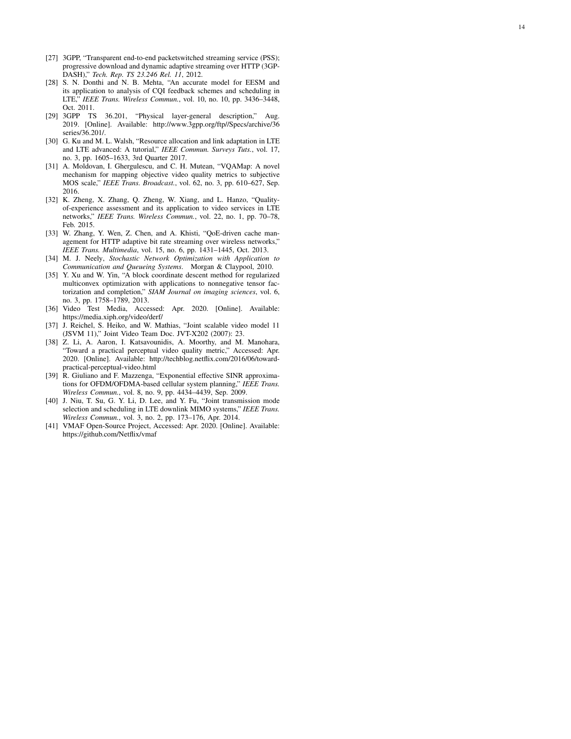[27] 3GPP, "Transparent end-to-end packetswitched streaming service (PSS); progressive download and dynamic adaptive streaming over HTTP (3GP-DASH)," *Tech. Rep. TS 23.246 Rel. 11*, 2012.

[28] S. N. Donthi and N. B. Mehta, "An accurate model for EESM and its application to analysis of CQI feedback schemes and scheduling in LTE," *IEEE Trans. Wireless Commun.*, vol. 10, no. 10, pp. 3436–3448, Oct. 2011.

[29] 3GPP TS 36.201, "Physical layer-general description," Aug. 2019. [Online]. Available: http://www.3gpp.org/ftp//Specs/archive/36 series/36.201/.

[30] G. Ku and M. L. Walsh, "Resource allocation and link adaptation in LTE and LTE advanced: A tutorial," *IEEE Commun. Surveys Tuts.*, vol. 17, no. 3, pp. 1605–1633, 3rd Quarter 2017.

[31] A. Moldovan, I. Ghergulescu, and C. H. Mutean, "VQAMap: A novel mechanism for mapping objective video quality metrics to subjective MOS scale," *IEEE Trans. Broadcast.*, vol. 62, no. 3, pp. 610–627, Sep. 2016.

[32] K. Zheng, X. Zhang, Q. Zheng, W. Xiang, and L. Hanzo, "Quality-of-experience assessment and its application to video services in LTE networks," *IEEE Trans. Wireless Commun.*, vol. 22, no. 1, pp. 70–78, Feb. 2015.

[33] W. Zhang, Y. Wen, Z. Chen, and A. Khisti, "QoE-driven cache management for HTTP adaptive bit rate streaming over wireless networks," *IEEE Trans. Multimedia*, vol. 15, no. 6, pp. 1431–1445, Oct. 2013.

[34] M. J. Neely, *Stochastic Network Optimization with Application to Communication and Queueing Systems*. Morgan & Claypool, 2010.

[35] Y. Xu and W. Yin, "A block coordinate descent method for regularized multiconvex optimization with applications to nonnegative tensor factorization and completion," *SIAM Journal on imaging sciences*, vol. 6, no. 3, pp. 1758–1789, 2013.

[36] Video Test Media, Accessed: Apr. 2020. [Online]. Available: https://media.xiph.org/video/derf/

[37] J. Reichel, S. Heiko, and W. Mathias, "Joint scalable video model 11 (JSVM 11)," Joint Video Team Doc. JVT-X202 (2007): 23.

[38] Z. Li, A. Aaron, I. Katsavounidis, A. Moorthy, and M. Manohara, "Toward a practical perceptual video quality metric," Accessed: Apr. 2020. [Online]. Available: http://techblog.netflix.com/2016/06/toward-practical-perceptual-video.html

[39] R. Giuliano and F. Mazzenga, "Exponential effective SINR approximations for OFDM/OFDMA-based cellular system planning," *IEEE Trans. Wireless Commun.*, vol. 8, no. 9, pp. 4434–4439, Sep. 2009.

[40] J. Niu, T. Su, G. Y. Li, D. Lee, and Y. Fu, "Joint transmission mode selection and scheduling in LTE downlink MIMO systems," *IEEE Trans. Wireless Commun.*, vol. 3, no. 2, pp. 173–176, Apr. 2014.

[41] VMAF Open-Source Project, Accessed: Apr. 2020. [Online]. Available: https://github.com/Netflix/vmaf